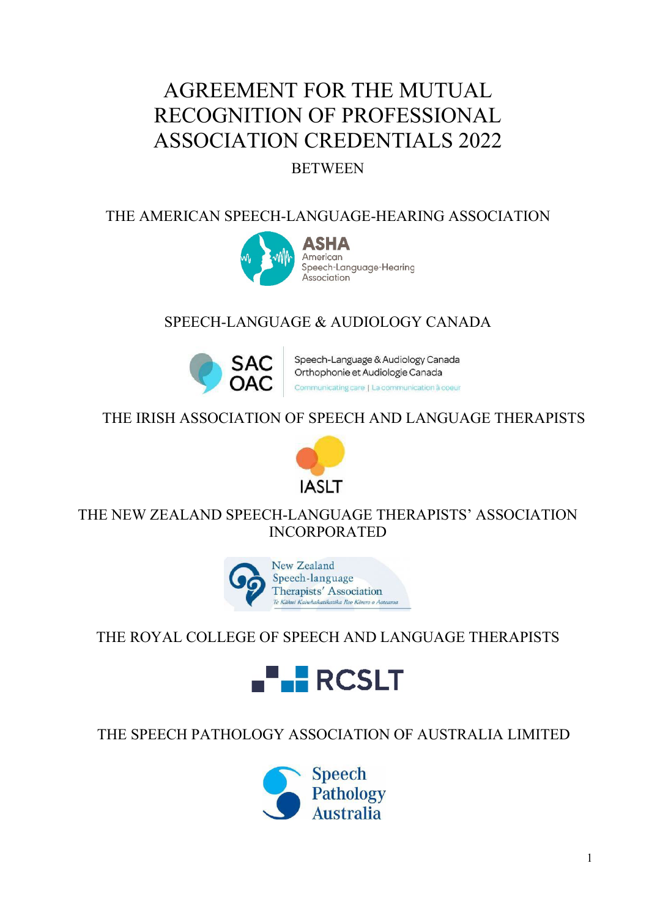# AGREEMENT FOR THE MUTUAL RECOGNITION OF PROFESSIONAL ASSOCIATION CREDENTIALS 2022

BETWEEN

THE AMERICAN SPEECH-LANGUAGE-HEARING ASSOCIATION

ASHA
American
Speech-Language-Hearing
Association

SPEECH-LANGUAGE & AUDIOLOGY CANADA

SAC
OAC
Speech-Language & Audiology Canada
Orthophonie et Audiologie Canada
Communicating care | La communication à coeur

THE IRISH ASSOCIATION OF SPEECH AND LANGUAGE THERAPISTS

IASLT

THE NEW ZEALAND SPEECH-LANGUAGE THERAPISTS' ASSOCIATION INCORPORATED

New Zealand
Speech-language
Therapists' Association
Te Kāhui Kaiwhakatikatika Reo Kōrero o Aotearoa

THE ROYAL COLLEGE OF SPEECH AND LANGUAGE THERAPISTS

RCSLT

THE SPEECH PATHOLOGY ASSOCIATION OF AUSTRALIA LIMITED

Speech
Pathology
Australia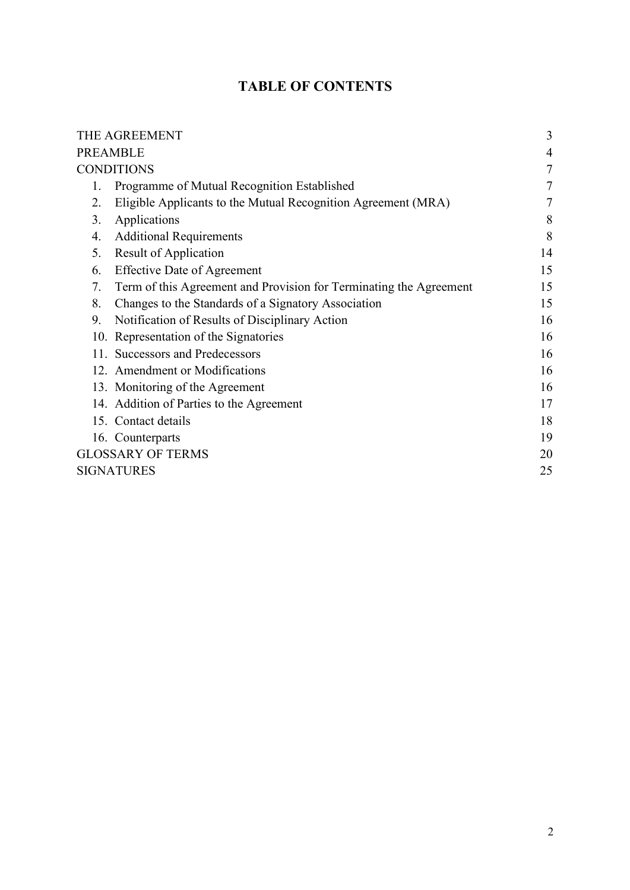# TABLE OF CONTENTS

| | |
|---|---|
| THE AGREEMENT | 3 |
| PREAMBLE | 4 |
| CONDITIONS | 7 |
| 1. Programme of Mutual Recognition Established | 7 |
| 2. Eligible Applicants to the Mutual Recognition Agreement (MRA) | 7 |
| 3. Applications | 8 |
| 4. Additional Requirements | 8 |
| 5. Result of Application | 14 |
| 6. Effective Date of Agreement | 15 |
| 7. Term of this Agreement and Provision for Terminating the Agreement | 15 |
| 8. Changes to the Standards of a Signatory Association | 15 |
| 9. Notification of Results of Disciplinary Action | 16 |
| 10. Representation of the Signatories | 16 |
| 11. Successors and Predecessors | 16 |
| 12. Amendment or Modifications | 16 |
| 13. Monitoring of the Agreement | 16 |
| 14. Addition of Parties to the Agreement | 17 |
| 15. Contact details | 18 |
| 16. Counterparts | 19 |
| GLOSSARY OF TERMS | 20 |
| SIGNATURES | 25 |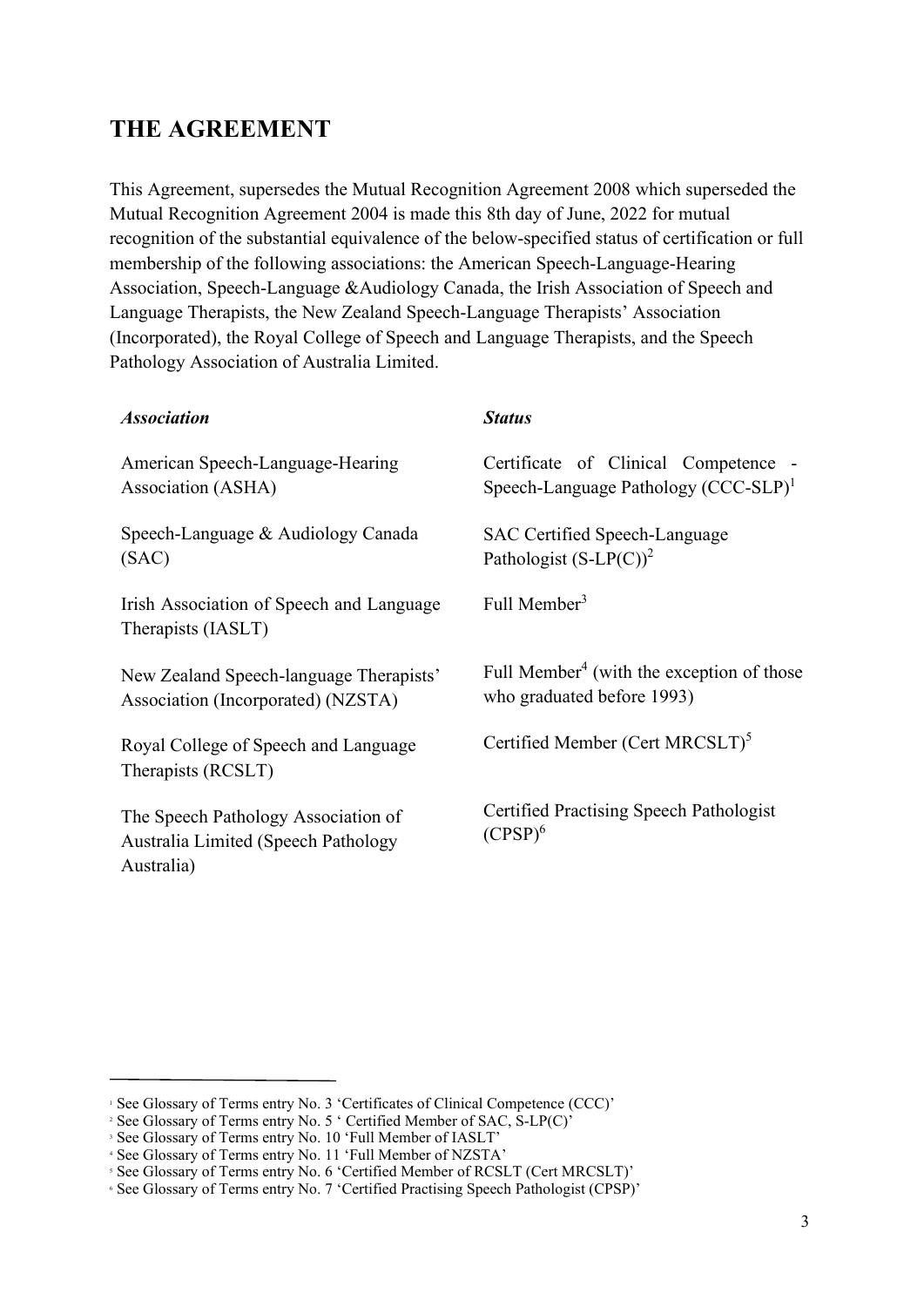## THE AGREEMENT

This Agreement, supersedes the Mutual Recognition Agreement 2008 which superseded the Mutual Recognition Agreement 2004 is made this 8th day of June, 2022 for mutual recognition of the substantial equivalence of the below-specified status of certification or full membership of the following associations: the American Speech-Language-Hearing Association, Speech-Language &Audiology Canada, the Irish Association of Speech and Language Therapists, the New Zealand Speech-Language Therapists' Association (Incorporated), the Royal College of Speech and Language Therapists, and the Speech Pathology Association of Australia Limited.

| *Association* | *Status* |
| --- | --- |
| American Speech-Language-Hearing Association (ASHA) | Certificate of Clinical Competence - Speech-Language Pathology (CCC-SLP)[1] |
| Speech-Language & Audiology Canada (SAC) | SAC Certified Speech-Language Pathologist (S-LP(C))[2] |
| Irish Association of Speech and Language Therapists (IASLT) | Full Member[3] |
| New Zealand Speech-language Therapists' Association (Incorporated) (NZSTA) | Full Member[4] (with the exception of those who graduated before 1993) |
| Royal College of Speech and Language Therapists (RCSLT) | Certified Member (Cert MRCSLT)[5] |
| The Speech Pathology Association of Australia Limited (Speech Pathology Australia) | Certified Practising Speech Pathologist (CPSP)[6] |

---

[1] See Glossary of Terms entry No. 3 'Certificates of Clinical Competence (CCC)'
[2] See Glossary of Terms entry No. 5 ' Certified Member of SAC, S-LP(C)'
[3] See Glossary of Terms entry No. 10 'Full Member of IASLT'
[4] See Glossary of Terms entry No. 11 'Full Member of NZSTA'
[5] See Glossary of Terms entry No. 6 'Certified Member of RCSLT (Cert MRCSLT)'
[6] See Glossary of Terms entry No. 7 'Certified Practising Speech Pathologist (CPSP)'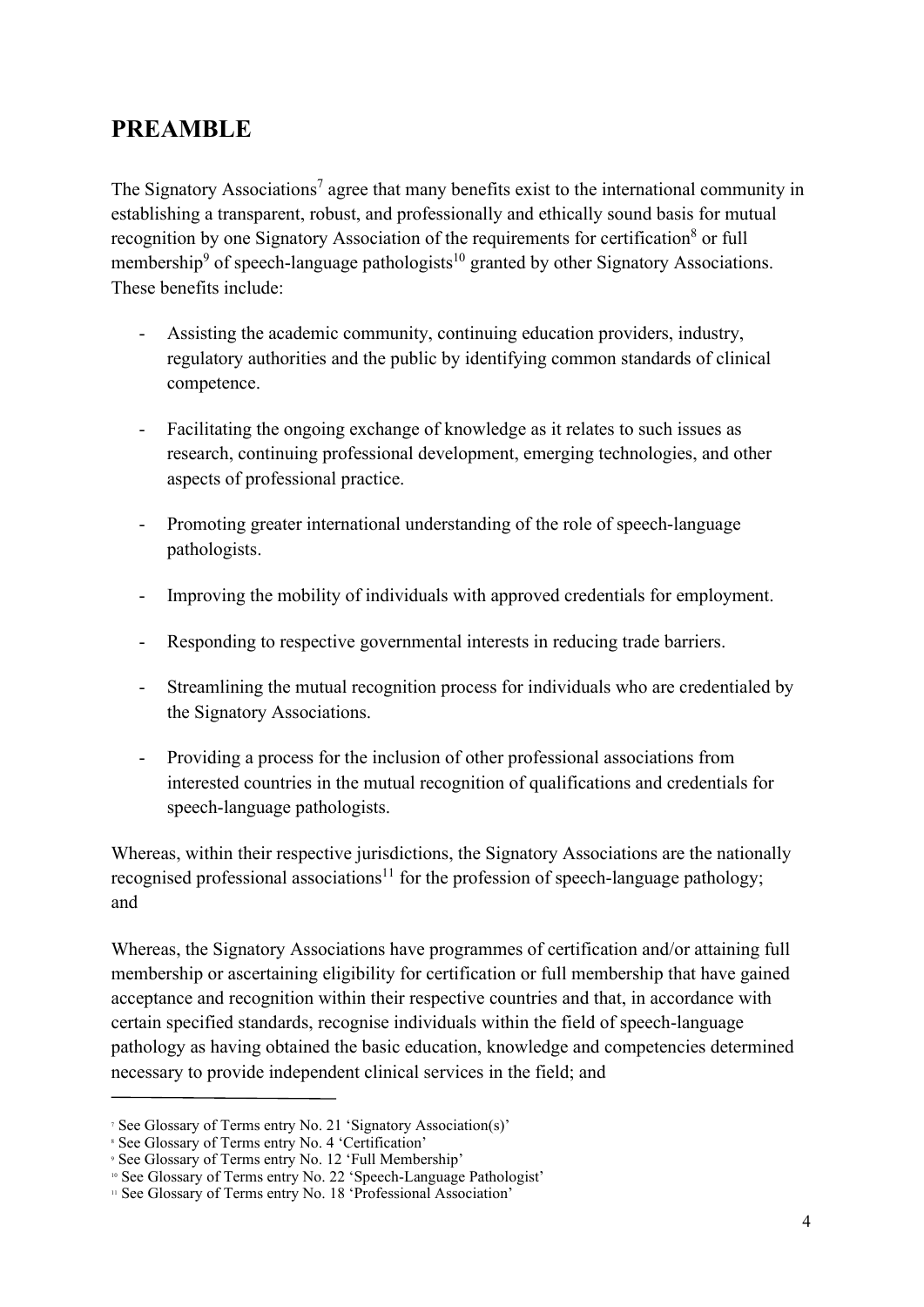## PREAMBLE

The Signatory Associations[7] agree that many benefits exist to the international community in establishing a transparent, robust, and professionally and ethically sound basis for mutual recognition by one Signatory Association of the requirements for certification[8] or full membership[9] of speech-language pathologists[10] granted by other Signatory Associations. These benefits include:

- Assisting the academic community, continuing education providers, industry, regulatory authorities and the public by identifying common standards of clinical competence.
- Facilitating the ongoing exchange of knowledge as it relates to such issues as research, continuing professional development, emerging technologies, and other aspects of professional practice.
- Promoting greater international understanding of the role of speech-language pathologists.
- Improving the mobility of individuals with approved credentials for employment.
- Responding to respective governmental interests in reducing trade barriers.
- Streamlining the mutual recognition process for individuals who are credentialed by the Signatory Associations.
- Providing a process for the inclusion of other professional associations from interested countries in the mutual recognition of qualifications and credentials for speech-language pathologists.

Whereas, within their respective jurisdictions, the Signatory Associations are the nationally recognised professional associations[11] for the profession of speech-language pathology; and

Whereas, the Signatory Associations have programmes of certification and/or attaining full membership or ascertaining eligibility for certification or full membership that have gained acceptance and recognition within their respective countries and that, in accordance with certain specified standards, recognise individuals within the field of speech-language pathology as having obtained the basic education, knowledge and competencies determined necessary to provide independent clinical services in the field; and

---

[7] See Glossary of Terms entry No. 21 'Signatory Association(s)'
[8] See Glossary of Terms entry No. 4 'Certification'
[9] See Glossary of Terms entry No. 12 'Full Membership'
[10] See Glossary of Terms entry No. 22 'Speech-Language Pathologist'
[11] See Glossary of Terms entry No. 18 'Professional Association'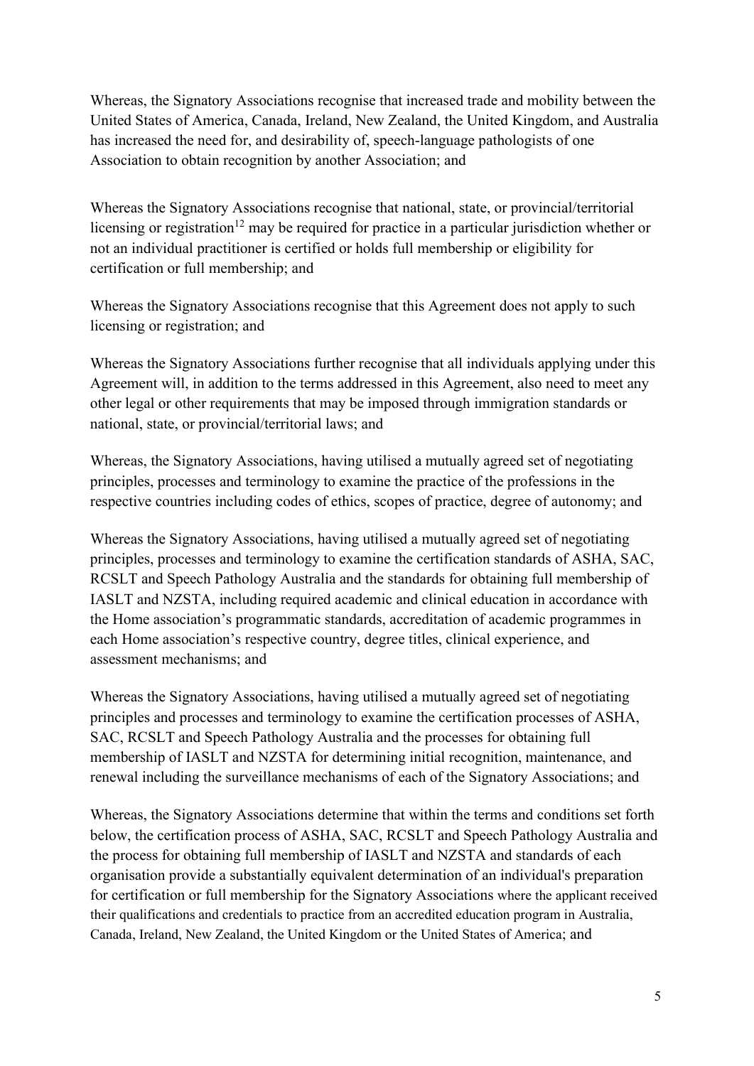Whereas, the Signatory Associations recognise that increased trade and mobility between the United States of America, Canada, Ireland, New Zealand, the United Kingdom, and Australia has increased the need for, and desirability of, speech-language pathologists of one Association to obtain recognition by another Association; and

Whereas the Signatory Associations recognise that national, state, or provincial/territorial licensing or registration[12] may be required for practice in a particular jurisdiction whether or not an individual practitioner is certified or holds full membership or eligibility for certification or full membership; and

Whereas the Signatory Associations recognise that this Agreement does not apply to such licensing or registration; and

Whereas the Signatory Associations further recognise that all individuals applying under this Agreement will, in addition to the terms addressed in this Agreement, also need to meet any other legal or other requirements that may be imposed through immigration standards or national, state, or provincial/territorial laws; and

Whereas, the Signatory Associations, having utilised a mutually agreed set of negotiating principles, processes and terminology to examine the practice of the professions in the respective countries including codes of ethics, scopes of practice, degree of autonomy; and

Whereas the Signatory Associations, having utilised a mutually agreed set of negotiating principles, processes and terminology to examine the certification standards of ASHA, SAC, RCSLT and Speech Pathology Australia and the standards for obtaining full membership of IASLT and NZSTA, including required academic and clinical education in accordance with the Home association's programmatic standards, accreditation of academic programmes in each Home association's respective country, degree titles, clinical experience, and assessment mechanisms; and

Whereas the Signatory Associations, having utilised a mutually agreed set of negotiating principles and processes and terminology to examine the certification processes of ASHA, SAC, RCSLT and Speech Pathology Australia and the processes for obtaining full membership of IASLT and NZSTA for determining initial recognition, maintenance, and renewal including the surveillance mechanisms of each of the Signatory Associations; and

Whereas, the Signatory Associations determine that within the terms and conditions set forth below, the certification process of ASHA, SAC, RCSLT and Speech Pathology Australia and the process for obtaining full membership of IASLT and NZSTA and standards of each organisation provide a substantially equivalent determination of an individual's preparation for certification or full membership for the Signatory Associations where the applicant received their qualifications and credentials to practice from an accredited education program in Australia, Canada, Ireland, New Zealand, the United Kingdom or the United States of America; and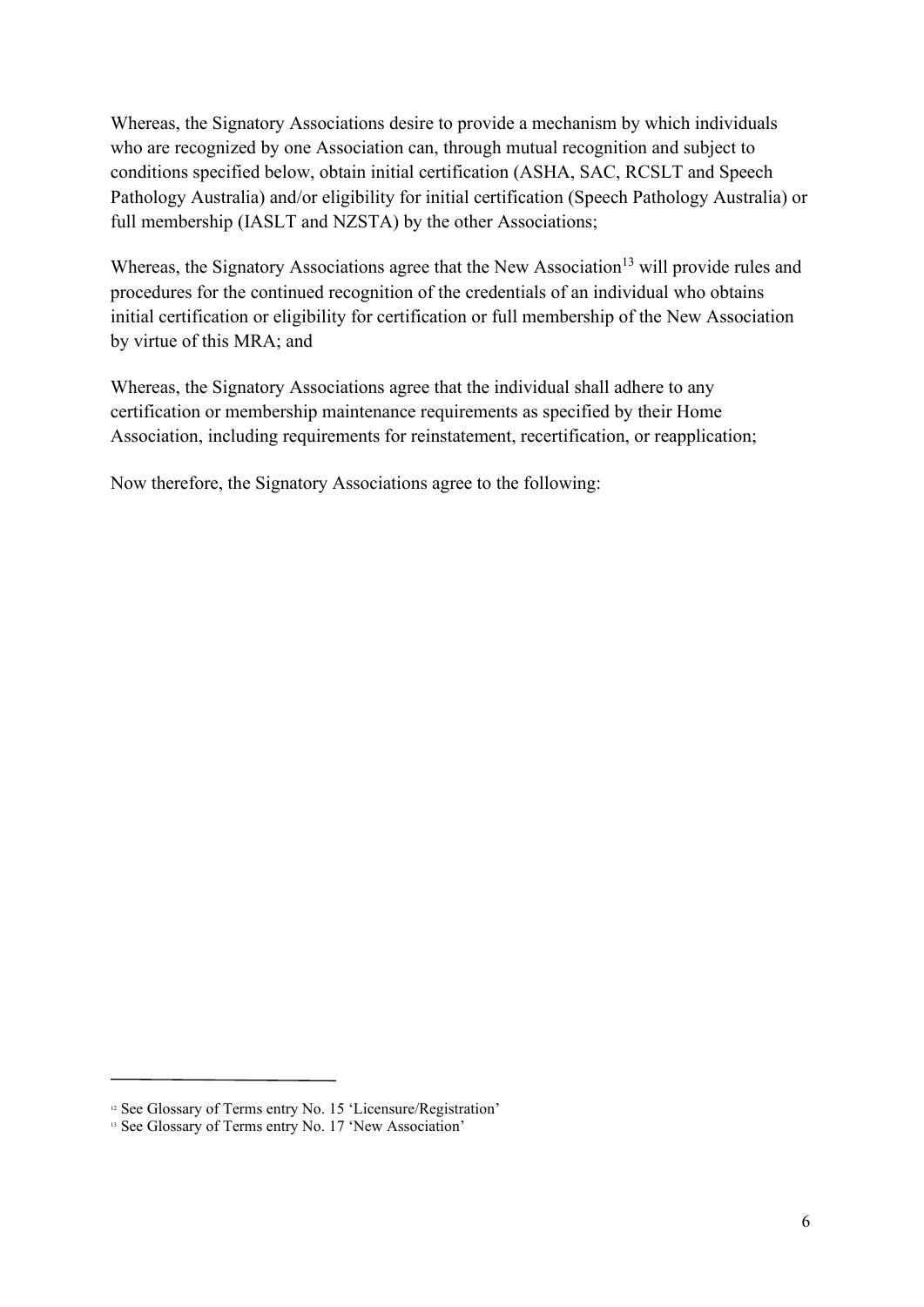Whereas, the Signatory Associations desire to provide a mechanism by which individuals who are recognized by one Association can, through mutual recognition and subject to conditions specified below, obtain initial certification (ASHA, SAC, RCSLT and Speech Pathology Australia) and/or eligibility for initial certification (Speech Pathology Australia) or full membership (IASLT and NZSTA) by the other Associations;

Whereas, the Signatory Associations agree that the New Association[13] will provide rules and procedures for the continued recognition of the credentials of an individual who obtains initial certification or eligibility for certification or full membership of the New Association by virtue of this MRA; and

Whereas, the Signatory Associations agree that the individual shall adhere to any certification or membership maintenance requirements as specified by their Home Association, including requirements for reinstatement, recertification, or reapplication;

Now therefore, the Signatory Associations agree to the following:

---

[12] See Glossary of Terms entry No. 15 'Licensure/Registration'

[13] See Glossary of Terms entry No. 17 'New Association'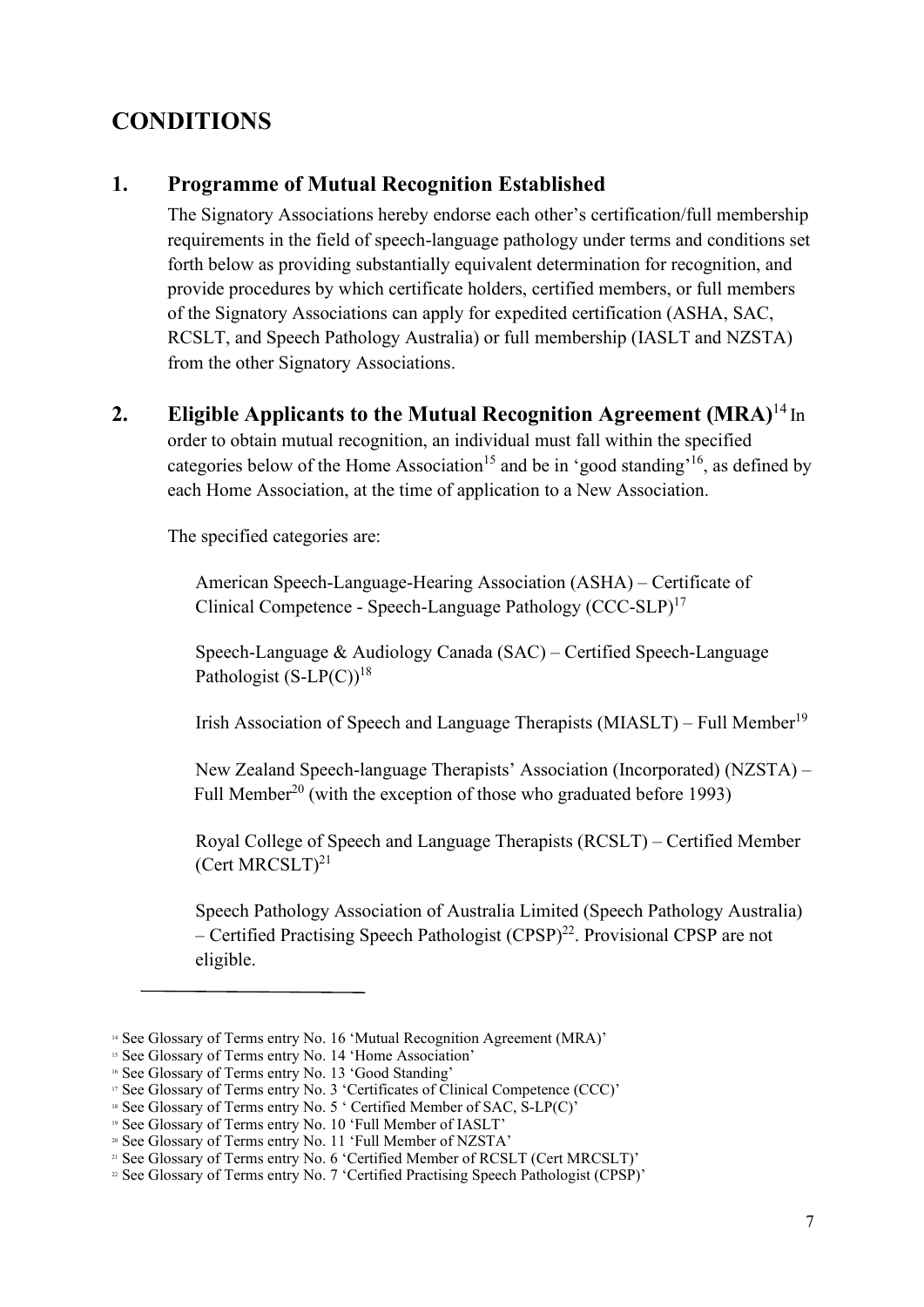## CONDITIONS

### 1. Programme of Mutual Recognition Established

The Signatory Associations hereby endorse each other's certification/full membership requirements in the field of speech-language pathology under terms and conditions set forth below as providing substantially equivalent determination for recognition, and provide procedures by which certificate holders, certified members, or full members of the Signatory Associations can apply for expedited certification (ASHA, SAC, RCSLT, and Speech Pathology Australia) or full membership (IASLT and NZSTA) from the other Signatory Associations.

### 2. Eligible Applicants to the Mutual Recognition Agreement (MRA)[14]

In order to obtain mutual recognition, an individual must fall within the specified categories below of the Home Association[15] and be in 'good standing'[16], as defined by each Home Association, at the time of application to a New Association.

The specified categories are:

American Speech-Language-Hearing Association (ASHA) – Certificate of Clinical Competence - Speech-Language Pathology (CCC-SLP)[17]

Speech-Language & Audiology Canada (SAC) – Certified Speech-Language Pathologist (S-LP(C))[18]

Irish Association of Speech and Language Therapists (MIASLT) – Full Member[19]

New Zealand Speech-language Therapists' Association (Incorporated) (NZSTA) – Full Member[20] (with the exception of those who graduated before 1993)

Royal College of Speech and Language Therapists (RCSLT) – Certified Member (Cert MRCSLT)[21]

Speech Pathology Association of Australia Limited (Speech Pathology Australia) – Certified Practising Speech Pathologist (CPSP)[22]. Provisional CPSP are not eligible.

---

[14] See Glossary of Terms entry No. 16 'Mutual Recognition Agreement (MRA)'
[15] See Glossary of Terms entry No. 14 'Home Association'
[16] See Glossary of Terms entry No. 13 'Good Standing'
[17] See Glossary of Terms entry No. 3 'Certificates of Clinical Competence (CCC)'
[18] See Glossary of Terms entry No. 5 ' Certified Member of SAC, S-LP(C)'
[19] See Glossary of Terms entry No. 10 'Full Member of IASLT'
[20] See Glossary of Terms entry No. 11 'Full Member of NZSTA'
[21] See Glossary of Terms entry No. 6 'Certified Member of RCSLT (Cert MRCSLT)'
[22] See Glossary of Terms entry No. 7 'Certified Practising Speech Pathologist (CPSP)'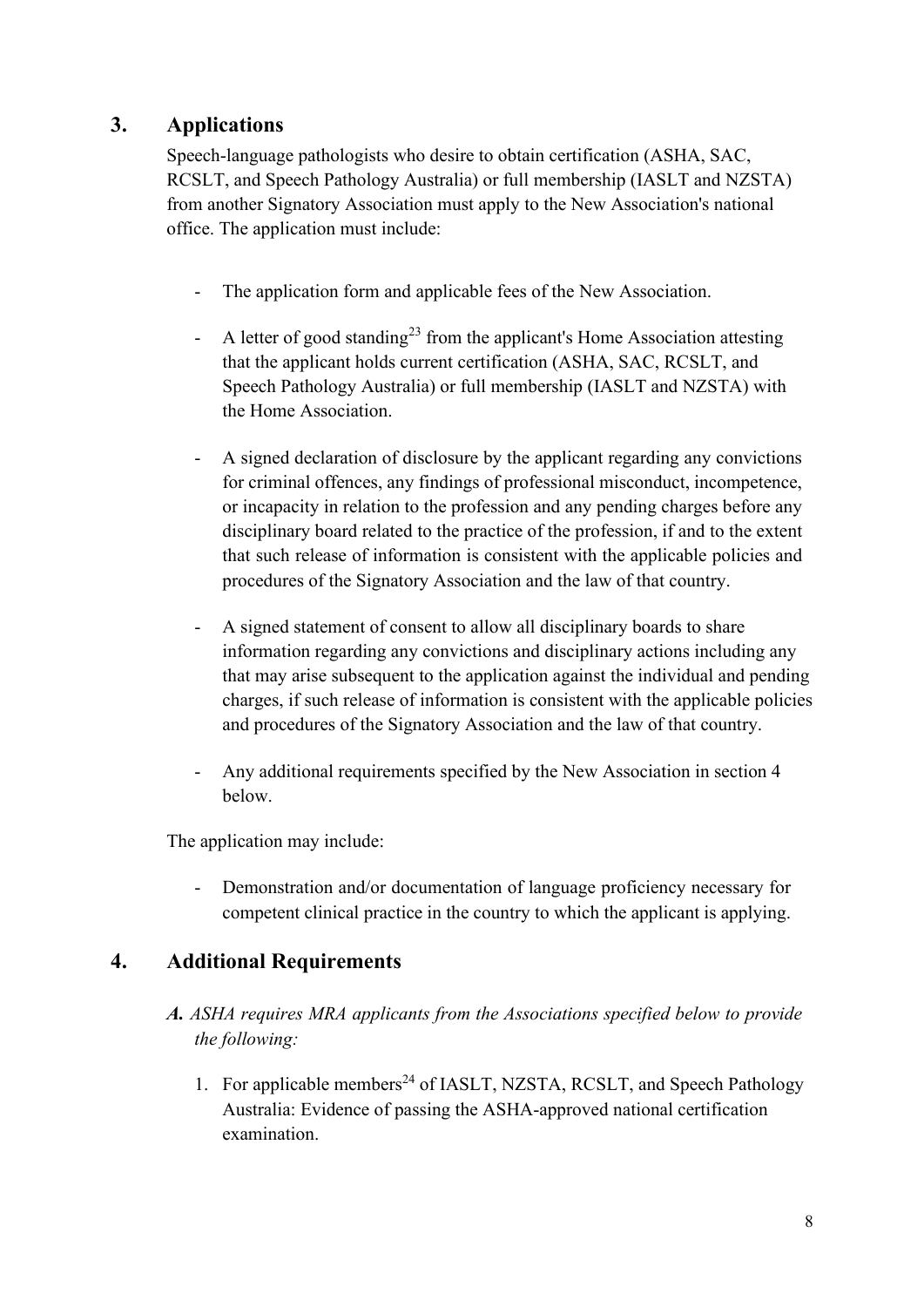## 3. Applications

Speech-language pathologists who desire to obtain certification (ASHA, SAC, RCSLT, and Speech Pathology Australia) or full membership (IASLT and NZSTA) from another Signatory Association must apply to the New Association's national office. The application must include:

- The application form and applicable fees of the New Association.
- A letter of good standing[23] from the applicant's Home Association attesting that the applicant holds current certification (ASHA, SAC, RCSLT, and Speech Pathology Australia) or full membership (IASLT and NZSTA) with the Home Association.
- A signed declaration of disclosure by the applicant regarding any convictions for criminal offences, any findings of professional misconduct, incompetence, or incapacity in relation to the profession and any pending charges before any disciplinary board related to the practice of the profession, if and to the extent that such release of information is consistent with the applicable policies and procedures of the Signatory Association and the law of that country.
- A signed statement of consent to allow all disciplinary boards to share information regarding any convictions and disciplinary actions including any that may arise subsequent to the application against the individual and pending charges, if such release of information is consistent with the applicable policies and procedures of the Signatory Association and the law of that country.
- Any additional requirements specified by the New Association in section 4 below.

The application may include:

- Demonstration and/or documentation of language proficiency necessary for competent clinical practice in the country to which the applicant is applying.

## 4. Additional Requirements

***A.*** *ASHA requires MRA applicants from the Associations specified below to provide the following:*

1. For applicable members[24] of IASLT, NZSTA, RCSLT, and Speech Pathology Australia: Evidence of passing the ASHA-approved national certification examination.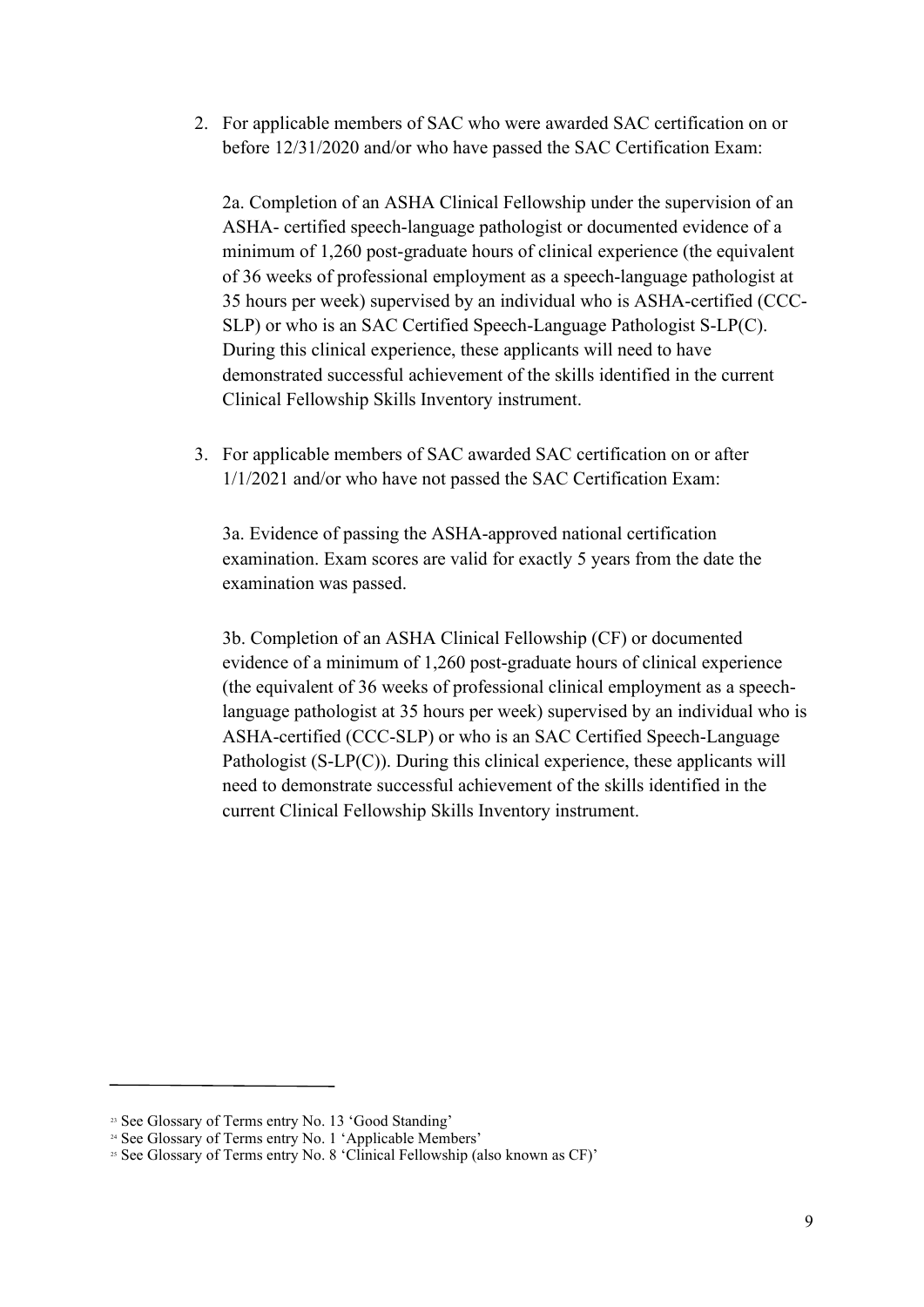2. For applicable members of SAC who were awarded SAC certification on or before 12/31/2020 and/or who have passed the SAC Certification Exam:

   2a. Completion of an ASHA Clinical Fellowship under the supervision of an ASHA- certified speech-language pathologist or documented evidence of a minimum of 1,260 post-graduate hours of clinical experience (the equivalent of 36 weeks of professional employment as a speech-language pathologist at 35 hours per week) supervised by an individual who is ASHA-certified (CCC-SLP) or who is an SAC Certified Speech-Language Pathologist S-LP(C). During this clinical experience, these applicants will need to have demonstrated successful achievement of the skills identified in the current Clinical Fellowship Skills Inventory instrument.

3. For applicable members of SAC awarded SAC certification on or after 1/1/2021 and/or who have not passed the SAC Certification Exam:

   3a. Evidence of passing the ASHA-approved national certification examination. Exam scores are valid for exactly 5 years from the date the examination was passed.

   3b. Completion of an ASHA Clinical Fellowship (CF) or documented evidence of a minimum of 1,260 post-graduate hours of clinical experience (the equivalent of 36 weeks of professional clinical employment as a speech-language pathologist at 35 hours per week) supervised by an individual who is ASHA-certified (CCC-SLP) or who is an SAC Certified Speech-Language Pathologist (S-LP(C)). During this clinical experience, these applicants will need to demonstrate successful achievement of the skills identified in the current Clinical Fellowship Skills Inventory instrument.

---

[23] See Glossary of Terms entry No. 13 'Good Standing'

[24] See Glossary of Terms entry No. 1 'Applicable Members'

[25] See Glossary of Terms entry No. 8 'Clinical Fellowship (also known as CF)'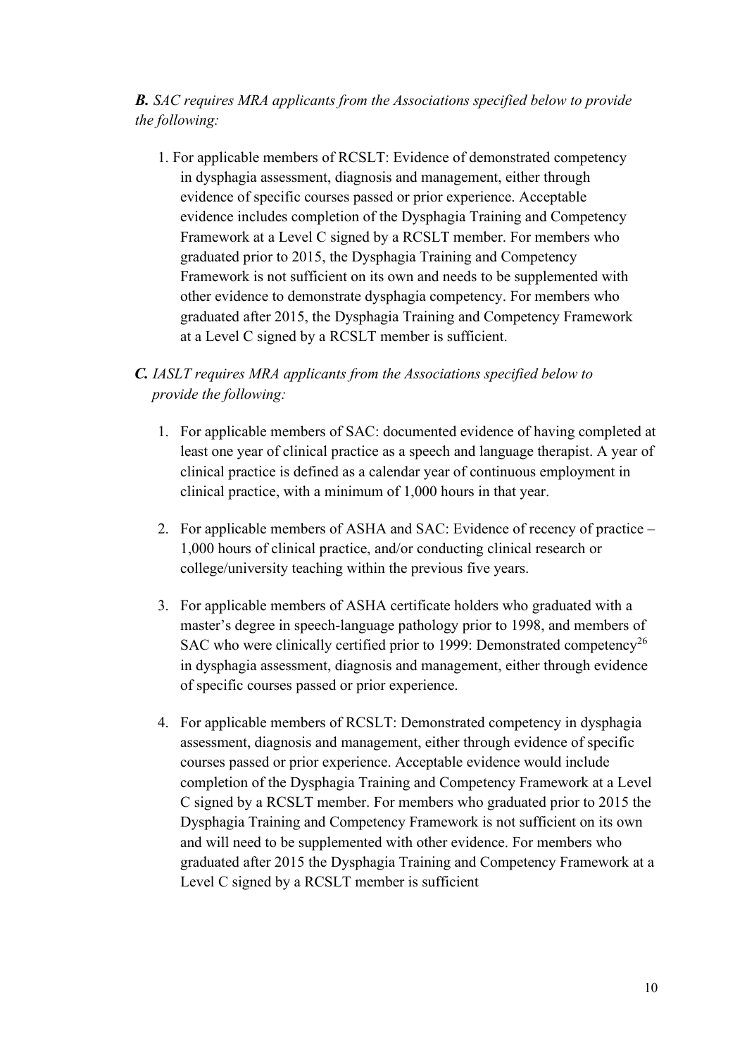***B.*** *SAC requires MRA applicants from the Associations specified below to provide the following:*

1. For applicable members of RCSLT: Evidence of demonstrated competency in dysphagia assessment, diagnosis and management, either through evidence of specific courses passed or prior experience. Acceptable evidence includes completion of the Dysphagia Training and Competency Framework at a Level C signed by a RCSLT member. For members who graduated prior to 2015, the Dysphagia Training and Competency Framework is not sufficient on its own and needs to be supplemented with other evidence to demonstrate dysphagia competency. For members who graduated after 2015, the Dysphagia Training and Competency Framework at a Level C signed by a RCSLT member is sufficient.

***C.*** *IASLT requires MRA applicants from the Associations specified below to provide the following:*

1. For applicable members of SAC: documented evidence of having completed at least one year of clinical practice as a speech and language therapist. A year of clinical practice is defined as a calendar year of continuous employment in clinical practice, with a minimum of 1,000 hours in that year.
2. For applicable members of ASHA and SAC: Evidence of recency of practice – 1,000 hours of clinical practice, and/or conducting clinical research or college/university teaching within the previous five years.
3. For applicable members of ASHA certificate holders who graduated with a master's degree in speech-language pathology prior to 1998, and members of SAC who were clinically certified prior to 1999: Demonstrated competency[26] in dysphagia assessment, diagnosis and management, either through evidence of specific courses passed or prior experience.
4. For applicable members of RCSLT: Demonstrated competency in dysphagia assessment, diagnosis and management, either through evidence of specific courses passed or prior experience. Acceptable evidence would include completion of the Dysphagia Training and Competency Framework at a Level C signed by a RCSLT member. For members who graduated prior to 2015 the Dysphagia Training and Competency Framework is not sufficient on its own and will need to be supplemented with other evidence. For members who graduated after 2015 the Dysphagia Training and Competency Framework at a Level C signed by a RCSLT member is sufficient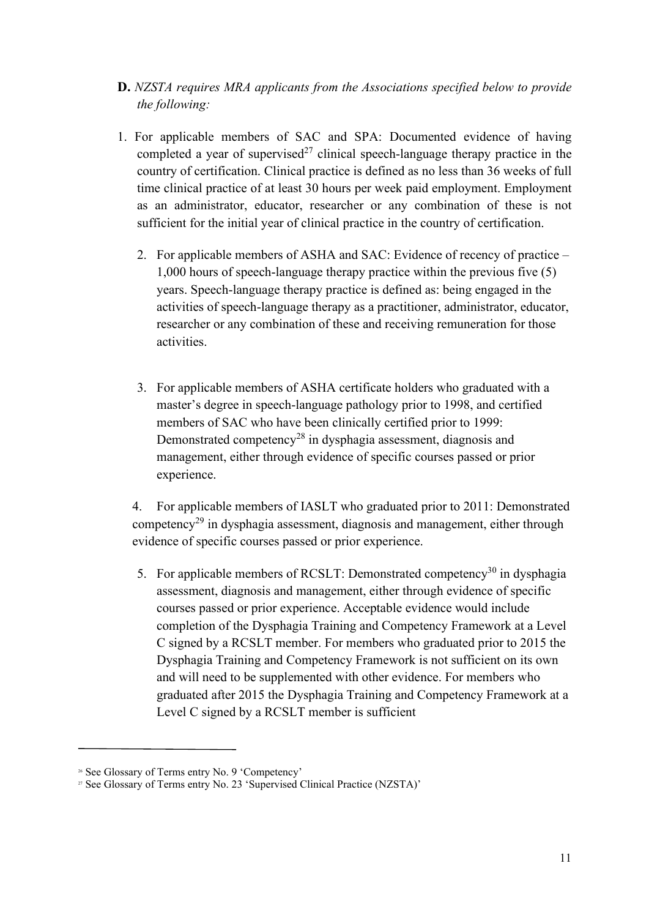**D.** *NZSTA requires MRA applicants from the Associations specified below to provide the following:*

1. For applicable members of SAC and SPA: Documented evidence of having completed a year of supervised[27] clinical speech-language therapy practice in the country of certification. Clinical practice is defined as no less than 36 weeks of full time clinical practice of at least 30 hours per week paid employment. Employment as an administrator, educator, researcher or any combination of these is not sufficient for the initial year of clinical practice in the country of certification.

2. For applicable members of ASHA and SAC: Evidence of recency of practice – 1,000 hours of speech-language therapy practice within the previous five (5) years. Speech-language therapy practice is defined as: being engaged in the activities of speech-language therapy as a practitioner, administrator, educator, researcher or any combination of these and receiving remuneration for those activities.

3. For applicable members of ASHA certificate holders who graduated with a master's degree in speech-language pathology prior to 1998, and certified members of SAC who have been clinically certified prior to 1999: Demonstrated competency[28] in dysphagia assessment, diagnosis and management, either through evidence of specific courses passed or prior experience.

4. For applicable members of IASLT who graduated prior to 2011: Demonstrated competency[29] in dysphagia assessment, diagnosis and management, either through evidence of specific courses passed or prior experience.

5. For applicable members of RCSLT: Demonstrated competency[30] in dysphagia assessment, diagnosis and management, either through evidence of specific courses passed or prior experience. Acceptable evidence would include completion of the Dysphagia Training and Competency Framework at a Level C signed by a RCSLT member. For members who graduated prior to 2015 the Dysphagia Training and Competency Framework is not sufficient on its own and will need to be supplemented with other evidence. For members who graduated after 2015 the Dysphagia Training and Competency Framework at a Level C signed by a RCSLT member is sufficient

---

[26] See Glossary of Terms entry No. 9 'Competency'

[27] See Glossary of Terms entry No. 23 'Supervised Clinical Practice (NZSTA)'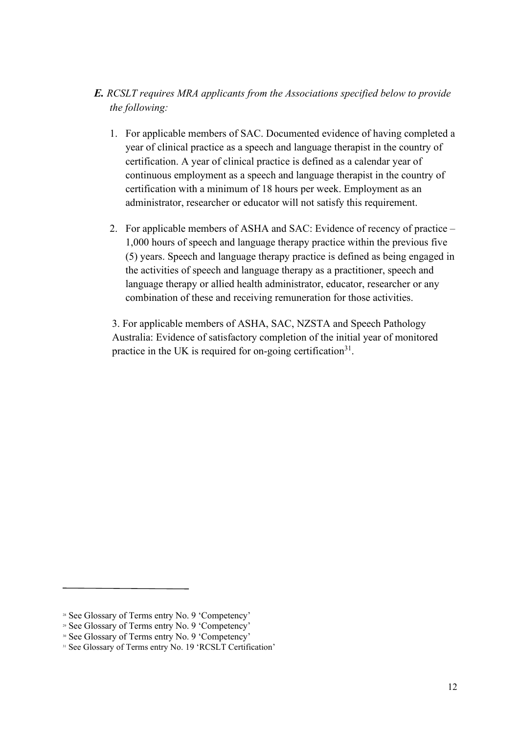***E.*** *RCSLT requires MRA applicants from the Associations specified below to provide the following:*

1. For applicable members of SAC. Documented evidence of having completed a year of clinical practice as a speech and language therapist in the country of certification. A year of clinical practice is defined as a calendar year of continuous employment as a speech and language therapist in the country of certification with a minimum of 18 hours per week. Employment as an administrator, researcher or educator will not satisfy this requirement.

2. For applicable members of ASHA and SAC: Evidence of recency of practice – 1,000 hours of speech and language therapy practice within the previous five (5) years. Speech and language therapy practice is defined as being engaged in the activities of speech and language therapy as a practitioner, speech and language therapy or allied health administrator, educator, researcher or any combination of these and receiving remuneration for those activities.

3. For applicable members of ASHA, SAC, NZSTA and Speech Pathology Australia: Evidence of satisfactory completion of the initial year of monitored practice in the UK is required for on-going certification[31].

---

[28] See Glossary of Terms entry No. 9 'Competency'

[29] See Glossary of Terms entry No. 9 'Competency'

[30] See Glossary of Terms entry No. 9 'Competency'

[31] See Glossary of Terms entry No. 19 'RCSLT Certification'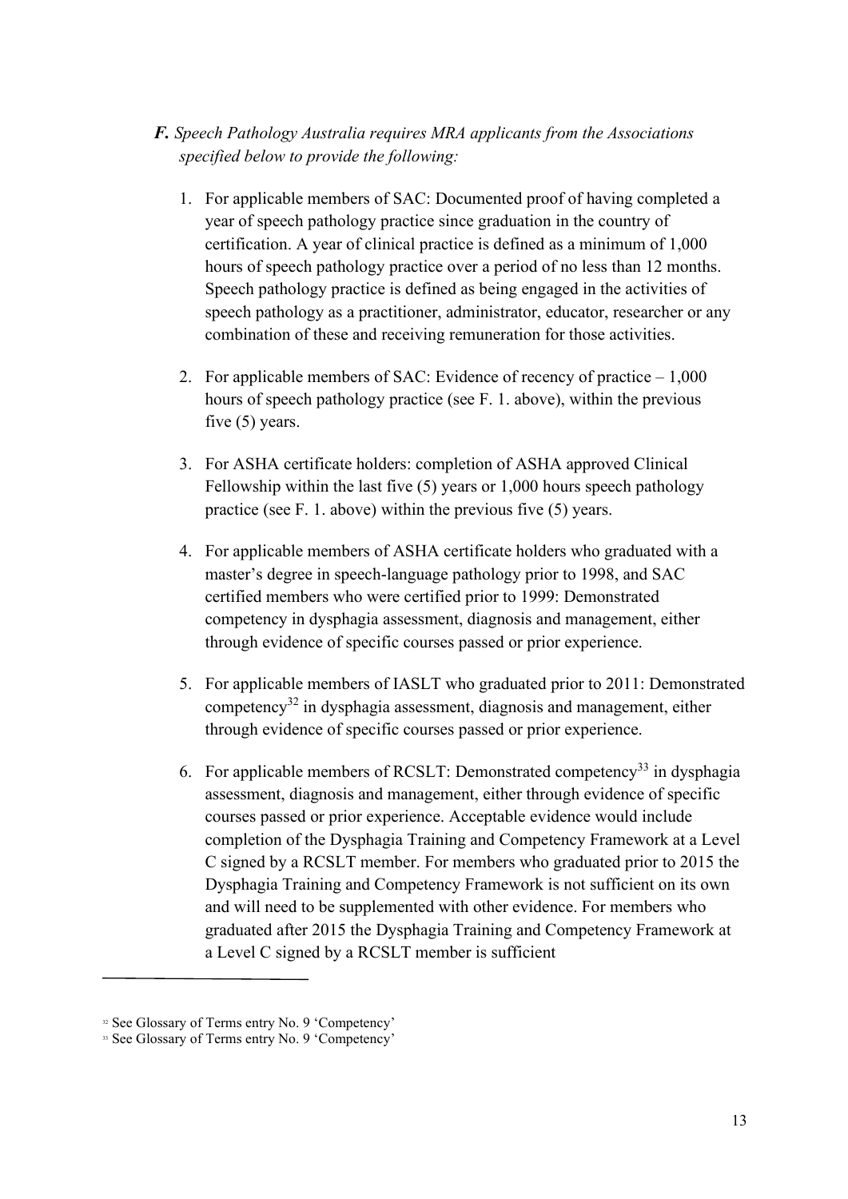***F.*** *Speech Pathology Australia requires MRA applicants from the Associations specified below to provide the following:*

1. For applicable members of SAC: Documented proof of having completed a year of speech pathology practice since graduation in the country of certification. A year of clinical practice is defined as a minimum of 1,000 hours of speech pathology practice over a period of no less than 12 months. Speech pathology practice is defined as being engaged in the activities of speech pathology as a practitioner, administrator, educator, researcher or any combination of these and receiving remuneration for those activities.

2. For applicable members of SAC: Evidence of recency of practice – 1,000 hours of speech pathology practice (see F. 1. above), within the previous five (5) years.

3. For ASHA certificate holders: completion of ASHA approved Clinical Fellowship within the last five (5) years or 1,000 hours speech pathology practice (see F. 1. above) within the previous five (5) years.

4. For applicable members of ASHA certificate holders who graduated with a master's degree in speech-language pathology prior to 1998, and SAC certified members who were certified prior to 1999: Demonstrated competency in dysphagia assessment, diagnosis and management, either through evidence of specific courses passed or prior experience.

5. For applicable members of IASLT who graduated prior to 2011: Demonstrated competency[32] in dysphagia assessment, diagnosis and management, either through evidence of specific courses passed or prior experience.

6. For applicable members of RCSLT: Demonstrated competency[33] in dysphagia assessment, diagnosis and management, either through evidence of specific courses passed or prior experience. Acceptable evidence would include completion of the Dysphagia Training and Competency Framework at a Level C signed by a RCSLT member. For members who graduated prior to 2015 the Dysphagia Training and Competency Framework is not sufficient on its own and will need to be supplemented with other evidence. For members who graduated after 2015 the Dysphagia Training and Competency Framework at a Level C signed by a RCSLT member is sufficient

---

[32] See Glossary of Terms entry No. 9 'Competency'

[33] See Glossary of Terms entry No. 9 'Competency'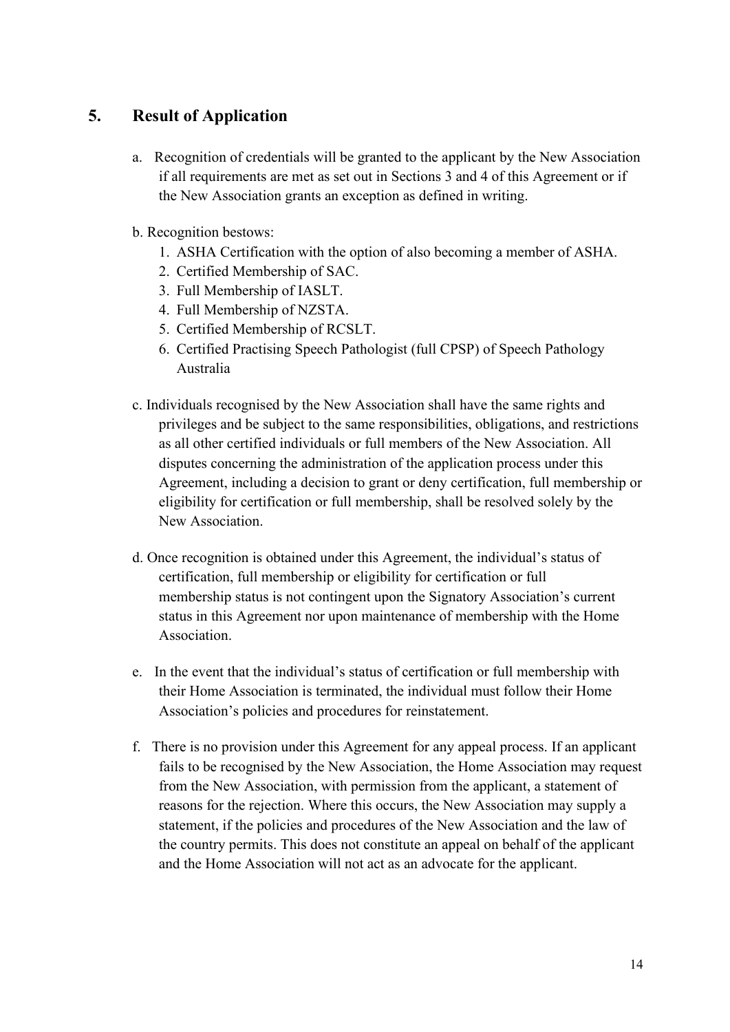## 5. Result of Application

a. Recognition of credentials will be granted to the applicant by the New Association if all requirements are met as set out in Sections 3 and 4 of this Agreement or if the New Association grants an exception as defined in writing.

b. Recognition bestows:
   1. ASHA Certification with the option of also becoming a member of ASHA.
   2. Certified Membership of SAC.
   3. Full Membership of IASLT.
   4. Full Membership of NZSTA.
   5. Certified Membership of RCSLT.
   6. Certified Practising Speech Pathologist (full CPSP) of Speech Pathology Australia

c. Individuals recognised by the New Association shall have the same rights and privileges and be subject to the same responsibilities, obligations, and restrictions as all other certified individuals or full members of the New Association. All disputes concerning the administration of the application process under this Agreement, including a decision to grant or deny certification, full membership or eligibility for certification or full membership, shall be resolved solely by the New Association.

d. Once recognition is obtained under this Agreement, the individual's status of certification, full membership or eligibility for certification or full membership status is not contingent upon the Signatory Association's current status in this Agreement nor upon maintenance of membership with the Home Association.

e. In the event that the individual's status of certification or full membership with their Home Association is terminated, the individual must follow their Home Association's policies and procedures for reinstatement.

f. There is no provision under this Agreement for any appeal process. If an applicant fails to be recognised by the New Association, the Home Association may request from the New Association, with permission from the applicant, a statement of reasons for the rejection. Where this occurs, the New Association may supply a statement, if the policies and procedures of the New Association and the law of the country permits. This does not constitute an appeal on behalf of the applicant and the Home Association will not act as an advocate for the applicant.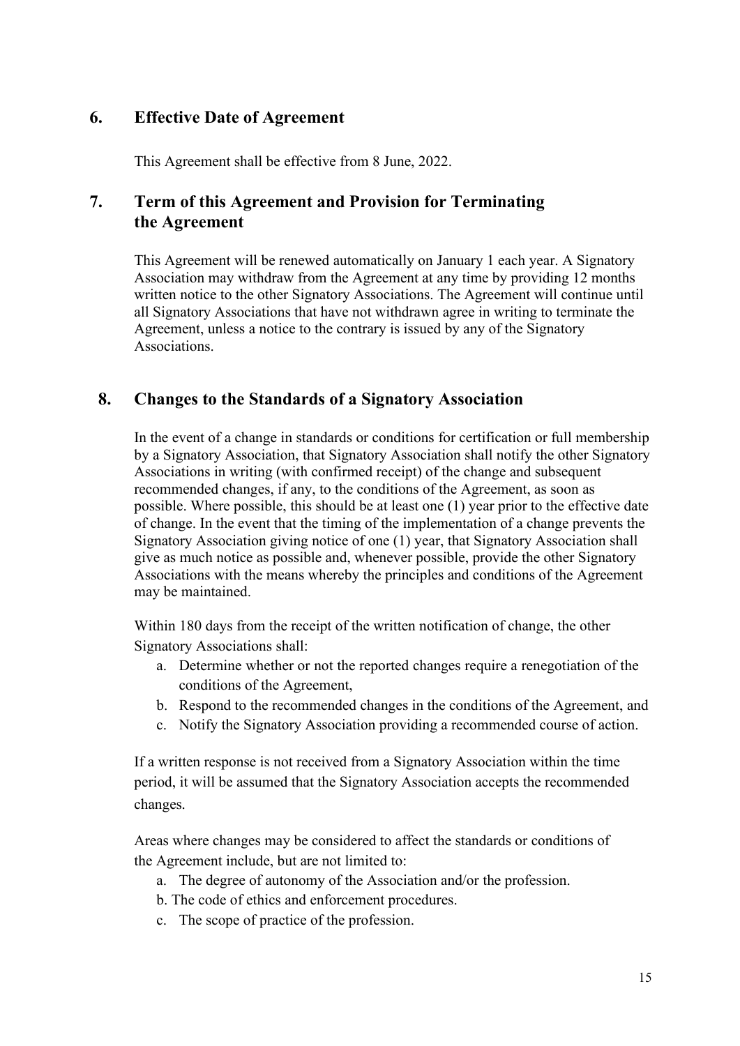## 6. Effective Date of Agreement

This Agreement shall be effective from 8 June, 2022.

## 7. Term of this Agreement and Provision for Terminating the Agreement

This Agreement will be renewed automatically on January 1 each year. A Signatory Association may withdraw from the Agreement at any time by providing 12 months written notice to the other Signatory Associations. The Agreement will continue until all Signatory Associations that have not withdrawn agree in writing to terminate the Agreement, unless a notice to the contrary is issued by any of the Signatory Associations.

## 8. Changes to the Standards of a Signatory Association

In the event of a change in standards or conditions for certification or full membership by a Signatory Association, that Signatory Association shall notify the other Signatory Associations in writing (with confirmed receipt) of the change and subsequent recommended changes, if any, to the conditions of the Agreement, as soon as possible. Where possible, this should be at least one (1) year prior to the effective date of change. In the event that the timing of the implementation of a change prevents the Signatory Association giving notice of one (1) year, that Signatory Association shall give as much notice as possible and, whenever possible, provide the other Signatory Associations with the means whereby the principles and conditions of the Agreement may be maintained.

Within 180 days from the receipt of the written notification of change, the other Signatory Associations shall:

a. Determine whether or not the reported changes require a renegotiation of the conditions of the Agreement,
b. Respond to the recommended changes in the conditions of the Agreement, and
c. Notify the Signatory Association providing a recommended course of action.

If a written response is not received from a Signatory Association within the time period, it will be assumed that the Signatory Association accepts the recommended changes.

Areas where changes may be considered to affect the standards or conditions of the Agreement include, but are not limited to:

a. The degree of autonomy of the Association and/or the profession.
b. The code of ethics and enforcement procedures.
c. The scope of practice of the profession.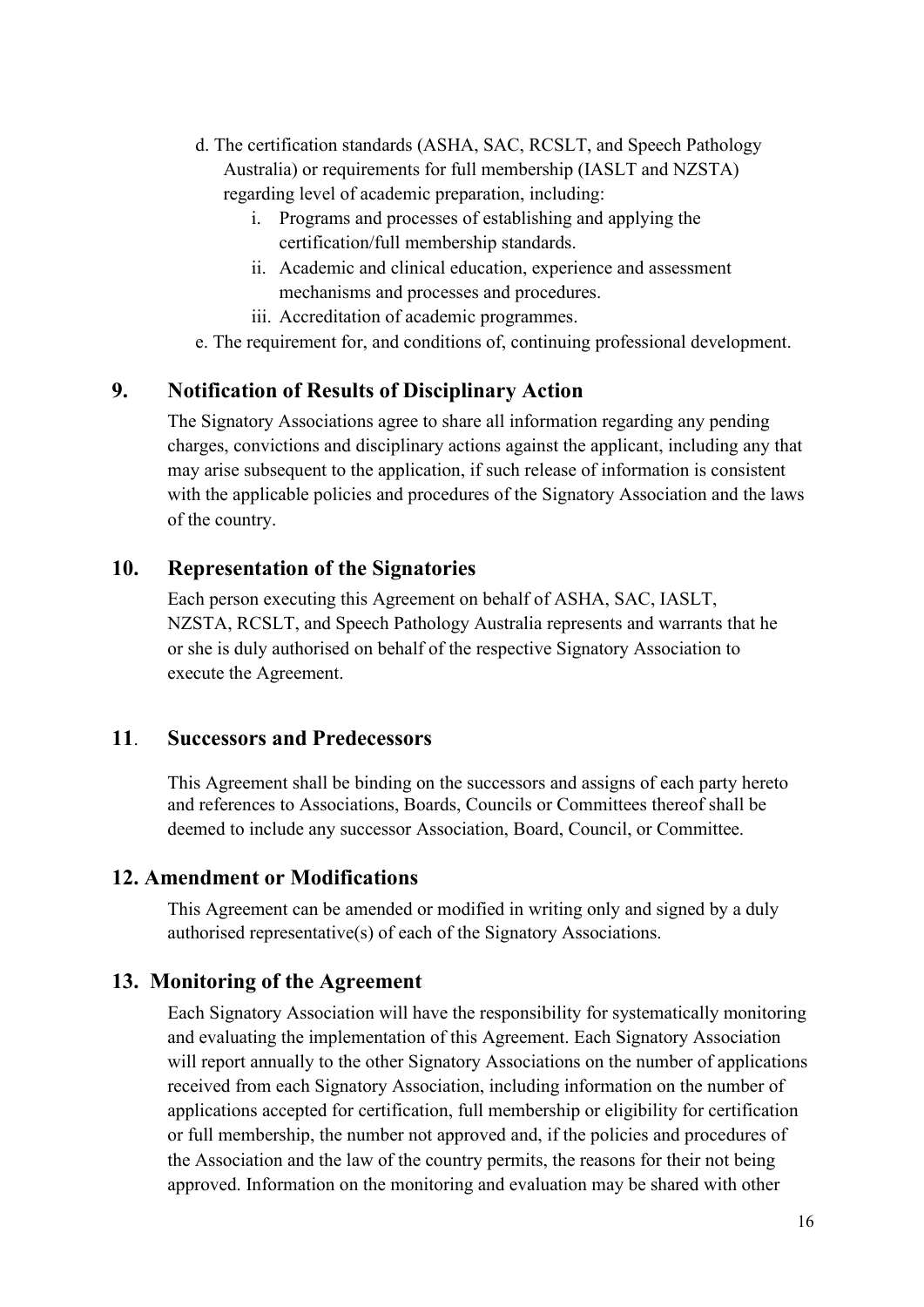d. The certification standards (ASHA, SAC, RCSLT, and Speech Pathology Australia) or requirements for full membership (IASLT and NZSTA) regarding level of academic preparation, including:
   i. Programs and processes of establishing and applying the certification/full membership standards.
   ii. Academic and clinical education, experience and assessment mechanisms and processes and procedures.
   iii. Accreditation of academic programmes.

e. The requirement for, and conditions of, continuing professional development.

## 9. Notification of Results of Disciplinary Action

The Signatory Associations agree to share all information regarding any pending charges, convictions and disciplinary actions against the applicant, including any that may arise subsequent to the application, if such release of information is consistent with the applicable policies and procedures of the Signatory Association and the laws of the country.

## 10. Representation of the Signatories

Each person executing this Agreement on behalf of ASHA, SAC, IASLT, NZSTA, RCSLT, and Speech Pathology Australia represents and warrants that he or she is duly authorised on behalf of the respective Signatory Association to execute the Agreement.

## 11. Successors and Predecessors

This Agreement shall be binding on the successors and assigns of each party hereto and references to Associations, Boards, Councils or Committees thereof shall be deemed to include any successor Association, Board, Council, or Committee.

## 12. Amendment or Modifications

This Agreement can be amended or modified in writing only and signed by a duly authorised representative(s) of each of the Signatory Associations.

## 13. Monitoring of the Agreement

Each Signatory Association will have the responsibility for systematically monitoring and evaluating the implementation of this Agreement. Each Signatory Association will report annually to the other Signatory Associations on the number of applications received from each Signatory Association, including information on the number of applications accepted for certification, full membership or eligibility for certification or full membership, the number not approved and, if the policies and procedures of the Association and the law of the country permits, the reasons for their not being approved. Information on the monitoring and evaluation may be shared with other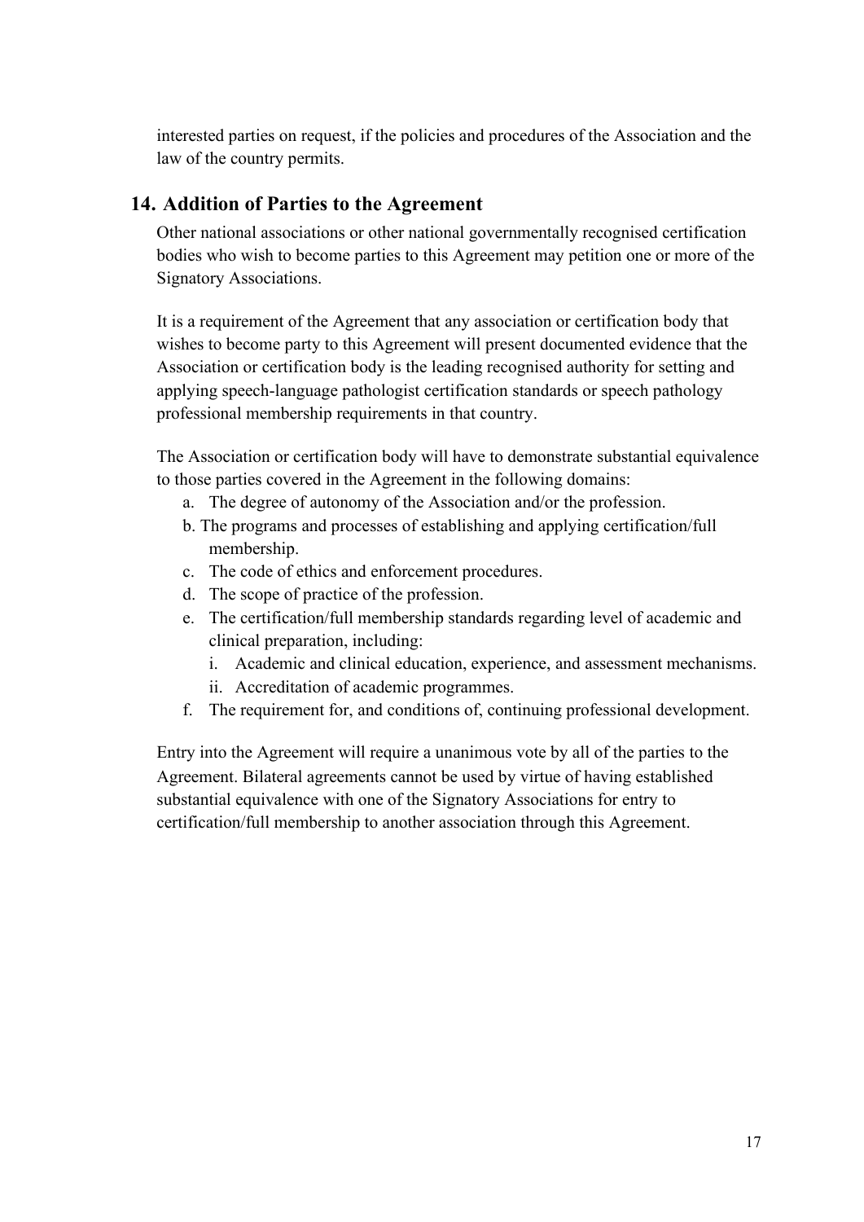interested parties on request, if the policies and procedures of the Association and the law of the country permits.

## 14. Addition of Parties to the Agreement

Other national associations or other national governmentally recognised certification bodies who wish to become parties to this Agreement may petition one or more of the Signatory Associations.

It is a requirement of the Agreement that any association or certification body that wishes to become party to this Agreement will present documented evidence that the Association or certification body is the leading recognised authority for setting and applying speech-language pathologist certification standards or speech pathology professional membership requirements in that country.

The Association or certification body will have to demonstrate substantial equivalence to those parties covered in the Agreement in the following domains:

a. The degree of autonomy of the Association and/or the profession.
b. The programs and processes of establishing and applying certification/full membership.
c. The code of ethics and enforcement procedures.
d. The scope of practice of the profession.
e. The certification/full membership standards regarding level of academic and clinical preparation, including:
    i. Academic and clinical education, experience, and assessment mechanisms.
    ii. Accreditation of academic programmes.
f. The requirement for, and conditions of, continuing professional development.

Entry into the Agreement will require a unanimous vote by all of the parties to the Agreement. Bilateral agreements cannot be used by virtue of having established substantial equivalence with one of the Signatory Associations for entry to certification/full membership to another association through this Agreement.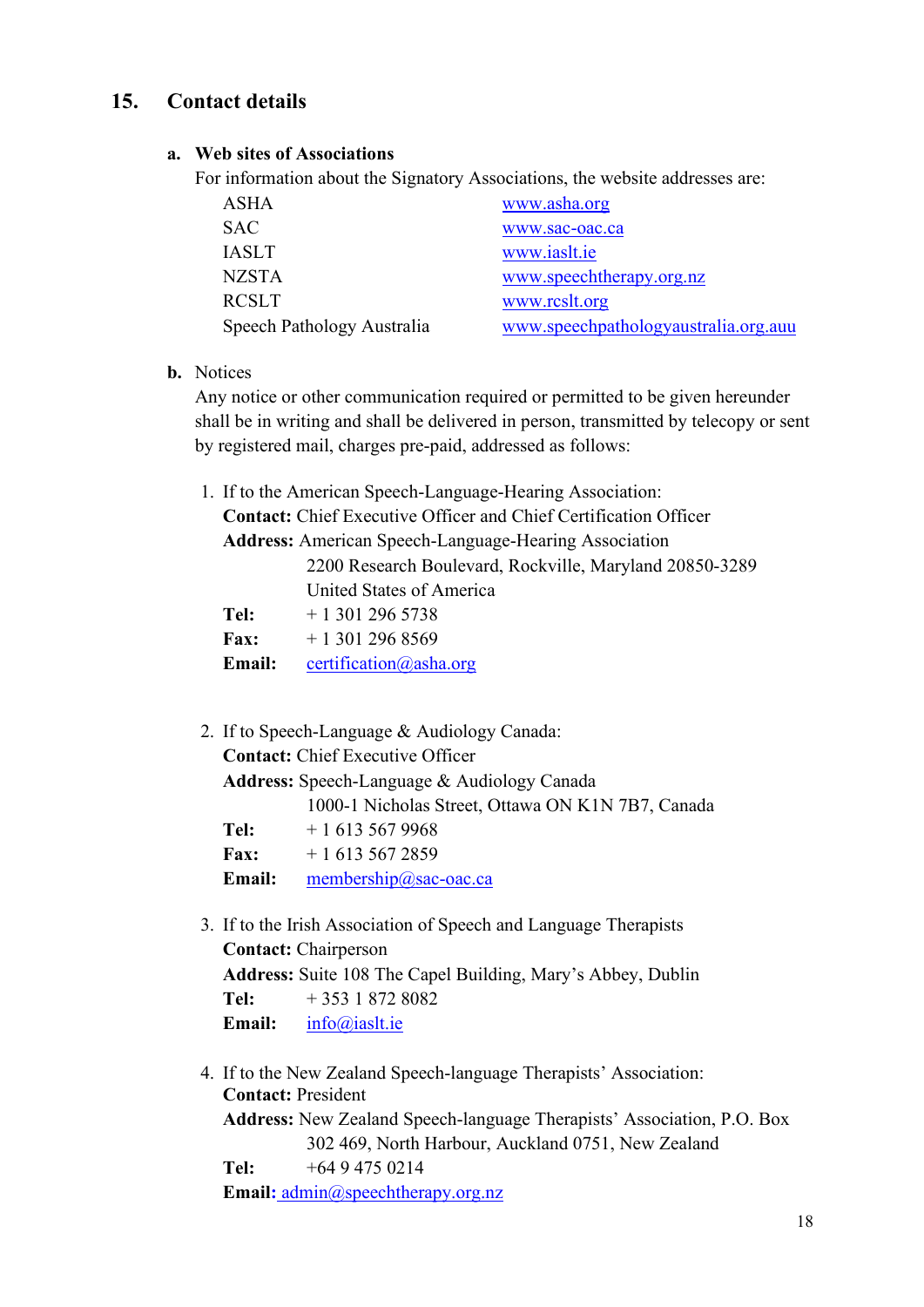## 15. Contact details

### a. Web sites of Associations

For information about the Signatory Associations, the website addresses are:

| | |
|---|---|
| ASHA | www.asha.org |
| SAC | www.sac-oac.ca |
| IASLT | www.iaslt.ie |
| NZSTA | www.speechtherapy.org.nz |
| RCSLT | www.rcslt.org |
| Speech Pathology Australia | www.speechpathologyaustralia.org.auu |

### b. Notices

Any notice or other communication required or permitted to be given hereunder shall be in writing and shall be delivered in person, transmitted by telecopy or sent by registered mail, charges pre-paid, addressed as follows:

1. If to the American Speech-Language-Hearing Association:
   **Contact:** Chief Executive Officer and Chief Certification Officer
   **Address:** American Speech-Language-Hearing Association
   2200 Research Boulevard, Rockville, Maryland 20850-3289
   United States of America
   **Tel:** + 1 301 296 5738
   **Fax:** + 1 301 296 8569
   **Email:** certification@asha.org

2. If to Speech-Language & Audiology Canada:
   **Contact:** Chief Executive Officer
   **Address:** Speech-Language & Audiology Canada
   1000-1 Nicholas Street, Ottawa ON K1N 7B7, Canada
   **Tel:** + 1 613 567 9968
   **Fax:** + 1 613 567 2859
   **Email:** membership@sac-oac.ca

3. If to the Irish Association of Speech and Language Therapists
   **Contact:** Chairperson
   **Address:** Suite 108 The Capel Building, Mary's Abbey, Dublin
   **Tel:** + 353 1 872 8082
   **Email:** info@iaslt.ie

4. If to the New Zealand Speech-language Therapists' Association:
   **Contact:** President
   **Address:** New Zealand Speech-language Therapists' Association, P.O. Box 302 469, North Harbour, Auckland 0751, New Zealand
   **Tel:** +64 9 475 0214
   **Email:** admin@speechtherapy.org.nz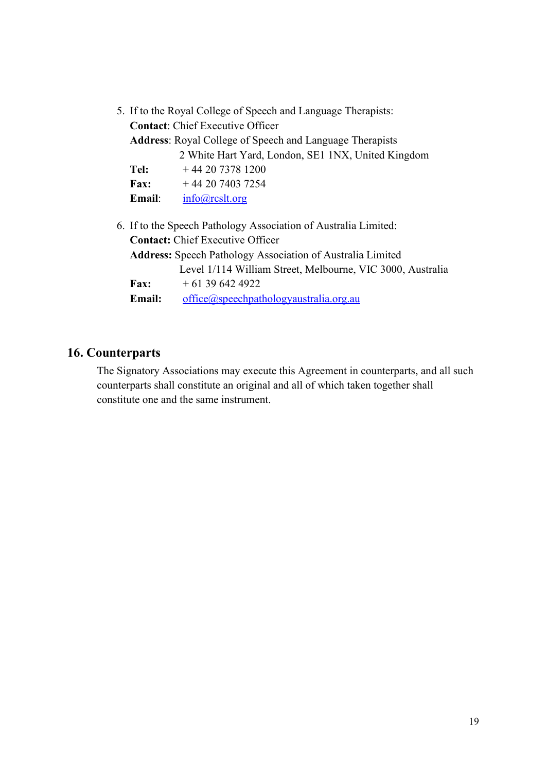5. If to the Royal College of Speech and Language Therapists:
   **Contact**: Chief Executive Officer
   **Address**: Royal College of Speech and Language Therapists
   2 White Hart Yard, London, SE1 1NX, United Kingdom
   **Tel:** + 44 20 7378 1200
   **Fax:** + 44 20 7403 7254
   **Email**: info@rcslt.org

6. If to the Speech Pathology Association of Australia Limited:
   **Contact:** Chief Executive Officer
   **Address:** Speech Pathology Association of Australia Limited
   Level 1/114 William Street, Melbourne, VIC 3000, Australia
   **Fax:** + 61 39 642 4922
   **Email:** office@speechpathologyaustralia.org.au

## 16. Counterparts

The Signatory Associations may execute this Agreement in counterparts, and all such counterparts shall constitute an original and all of which taken together shall constitute one and the same instrument.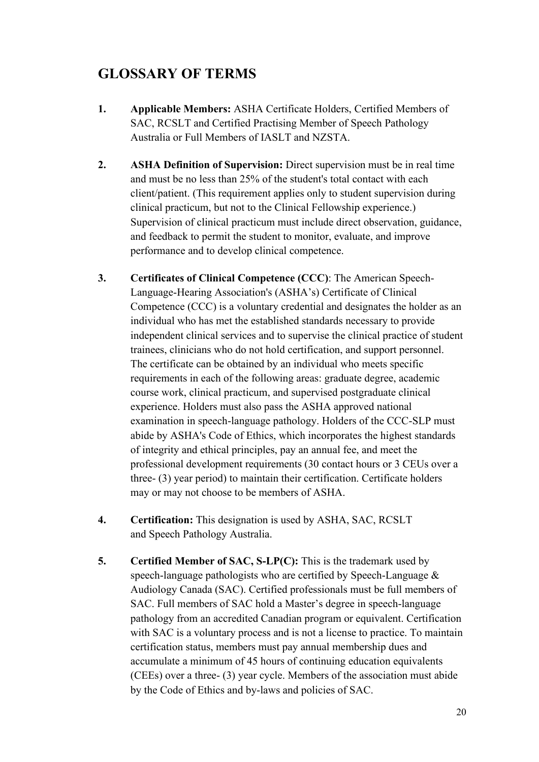## GLOSSARY OF TERMS

1. **Applicable Members:** ASHA Certificate Holders, Certified Members of SAC, RCSLT and Certified Practising Member of Speech Pathology Australia or Full Members of IASLT and NZSTA.

2. **ASHA Definition of Supervision:** Direct supervision must be in real time and must be no less than 25% of the student's total contact with each client/patient. (This requirement applies only to student supervision during clinical practicum, but not to the Clinical Fellowship experience.) Supervision of clinical practicum must include direct observation, guidance, and feedback to permit the student to monitor, evaluate, and improve performance and to develop clinical competence.

3. **Certificates of Clinical Competence (CCC)**: The American Speech-Language-Hearing Association's (ASHA's) Certificate of Clinical Competence (CCC) is a voluntary credential and designates the holder as an individual who has met the established standards necessary to provide independent clinical services and to supervise the clinical practice of student trainees, clinicians who do not hold certification, and support personnel. The certificate can be obtained by an individual who meets specific requirements in each of the following areas: graduate degree, academic course work, clinical practicum, and supervised postgraduate clinical experience. Holders must also pass the ASHA approved national examination in speech-language pathology. Holders of the CCC-SLP must abide by ASHA's Code of Ethics, which incorporates the highest standards of integrity and ethical principles, pay an annual fee, and meet the professional development requirements (30 contact hours or 3 CEUs over a three- (3) year period) to maintain their certification. Certificate holders may or may not choose to be members of ASHA.

4. **Certification:** This designation is used by ASHA, SAC, RCSLT and Speech Pathology Australia.

5. **Certified Member of SAC, S-LP(C):** This is the trademark used by speech-language pathologists who are certified by Speech-Language & Audiology Canada (SAC). Certified professionals must be full members of SAC. Full members of SAC hold a Master's degree in speech-language pathology from an accredited Canadian program or equivalent. Certification with SAC is a voluntary process and is not a license to practice. To maintain certification status, members must pay annual membership dues and accumulate a minimum of 45 hours of continuing education equivalents (CEEs) over a three- (3) year cycle. Members of the association must abide by the Code of Ethics and by-laws and policies of SAC.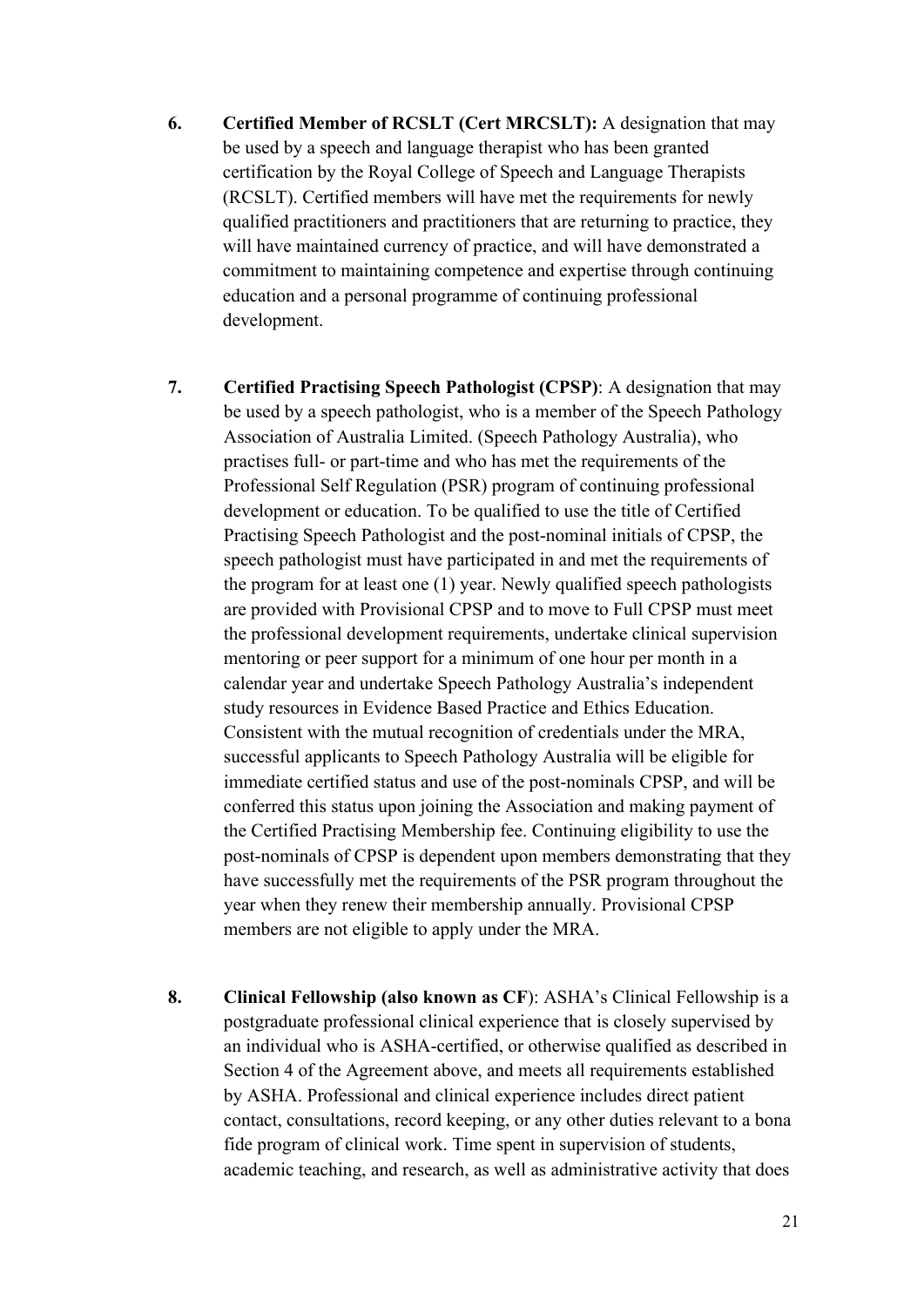6. **Certified Member of RCSLT (Cert MRCSLT):** A designation that may be used by a speech and language therapist who has been granted certification by the Royal College of Speech and Language Therapists (RCSLT). Certified members will have met the requirements for newly qualified practitioners and practitioners that are returning to practice, they will have maintained currency of practice, and will have demonstrated a commitment to maintaining competence and expertise through continuing education and a personal programme of continuing professional development.

7. **Certified Practising Speech Pathologist (CPSP)**: A designation that may be used by a speech pathologist, who is a member of the Speech Pathology Association of Australia Limited. (Speech Pathology Australia), who practises full- or part-time and who has met the requirements of the Professional Self Regulation (PSR) program of continuing professional development or education. To be qualified to use the title of Certified Practising Speech Pathologist and the post-nominal initials of CPSP, the speech pathologist must have participated in and met the requirements of the program for at least one (1) year. Newly qualified speech pathologists are provided with Provisional CPSP and to move to Full CPSP must meet the professional development requirements, undertake clinical supervision mentoring or peer support for a minimum of one hour per month in a calendar year and undertake Speech Pathology Australia's independent study resources in Evidence Based Practice and Ethics Education. Consistent with the mutual recognition of credentials under the MRA, successful applicants to Speech Pathology Australia will be eligible for immediate certified status and use of the post-nominals CPSP, and will be conferred this status upon joining the Association and making payment of the Certified Practising Membership fee. Continuing eligibility to use the post-nominals of CPSP is dependent upon members demonstrating that they have successfully met the requirements of the PSR program throughout the year when they renew their membership annually. Provisional CPSP members are not eligible to apply under the MRA.

8. **Clinical Fellowship (also known as CF**): ASHA's Clinical Fellowship is a postgraduate professional clinical experience that is closely supervised by an individual who is ASHA-certified, or otherwise qualified as described in Section 4 of the Agreement above, and meets all requirements established by ASHA. Professional and clinical experience includes direct patient contact, consultations, record keeping, or any other duties relevant to a bona fide program of clinical work. Time spent in supervision of students, academic teaching, and research, as well as administrative activity that does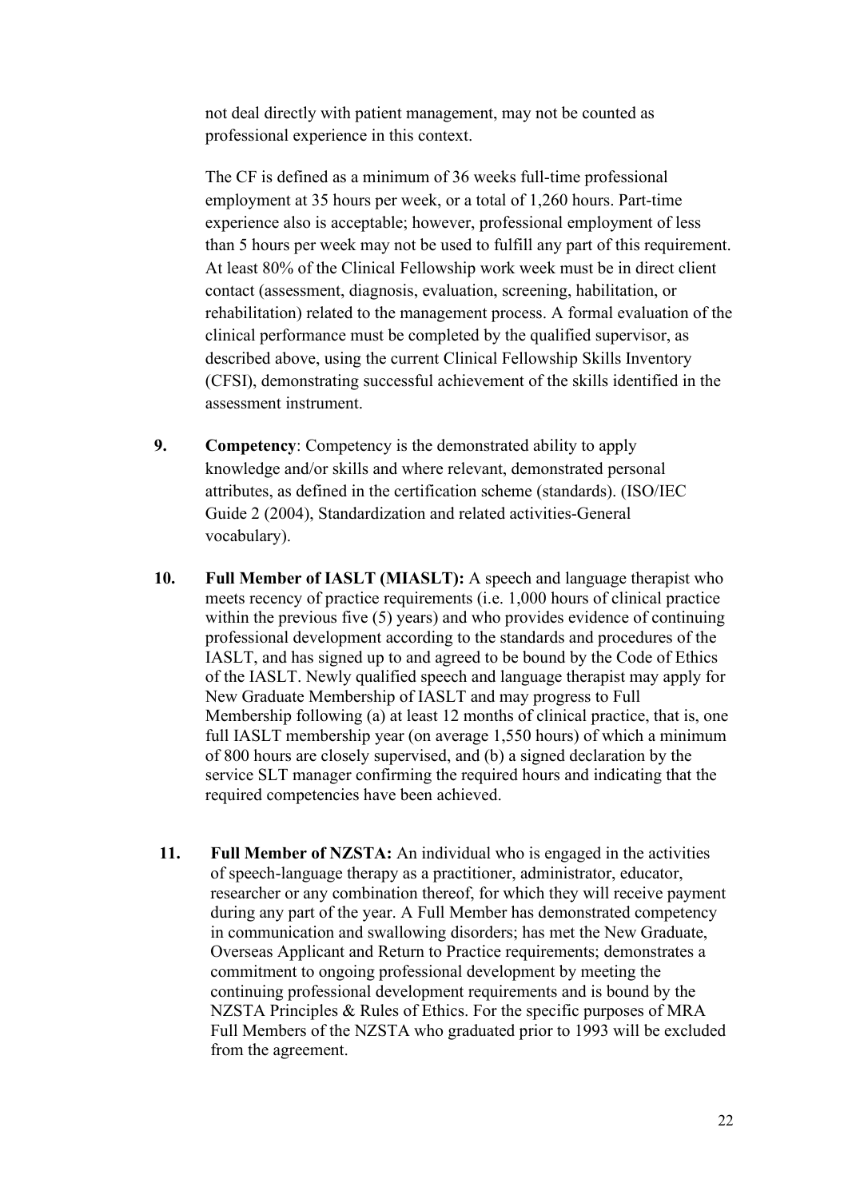not deal directly with patient management, may not be counted as professional experience in this context.

The CF is defined as a minimum of 36 weeks full-time professional employment at 35 hours per week, or a total of 1,260 hours. Part-time experience also is acceptable; however, professional employment of less than 5 hours per week may not be used to fulfill any part of this requirement. At least 80% of the Clinical Fellowship work week must be in direct client contact (assessment, diagnosis, evaluation, screening, habilitation, or rehabilitation) related to the management process. A formal evaluation of the clinical performance must be completed by the qualified supervisor, as described above, using the current Clinical Fellowship Skills Inventory (CFSI), demonstrating successful achievement of the skills identified in the assessment instrument.

9. **Competency**: Competency is the demonstrated ability to apply knowledge and/or skills and where relevant, demonstrated personal attributes, as defined in the certification scheme (standards). (ISO/IEC Guide 2 (2004), Standardization and related activities-General vocabulary).

10. **Full Member of IASLT (MIASLT):** A speech and language therapist who meets recency of practice requirements (i.e. 1,000 hours of clinical practice within the previous five (5) years) and who provides evidence of continuing professional development according to the standards and procedures of the IASLT, and has signed up to and agreed to be bound by the Code of Ethics of the IASLT. Newly qualified speech and language therapist may apply for New Graduate Membership of IASLT and may progress to Full Membership following (a) at least 12 months of clinical practice, that is, one full IASLT membership year (on average 1,550 hours) of which a minimum of 800 hours are closely supervised, and (b) a signed declaration by the service SLT manager confirming the required hours and indicating that the required competencies have been achieved.

11. **Full Member of NZSTA:** An individual who is engaged in the activities of speech-language therapy as a practitioner, administrator, educator, researcher or any combination thereof, for which they will receive payment during any part of the year. A Full Member has demonstrated competency in communication and swallowing disorders; has met the New Graduate, Overseas Applicant and Return to Practice requirements; demonstrates a commitment to ongoing professional development by meeting the continuing professional development requirements and is bound by the NZSTA Principles & Rules of Ethics. For the specific purposes of MRA Full Members of the NZSTA who graduated prior to 1993 will be excluded from the agreement.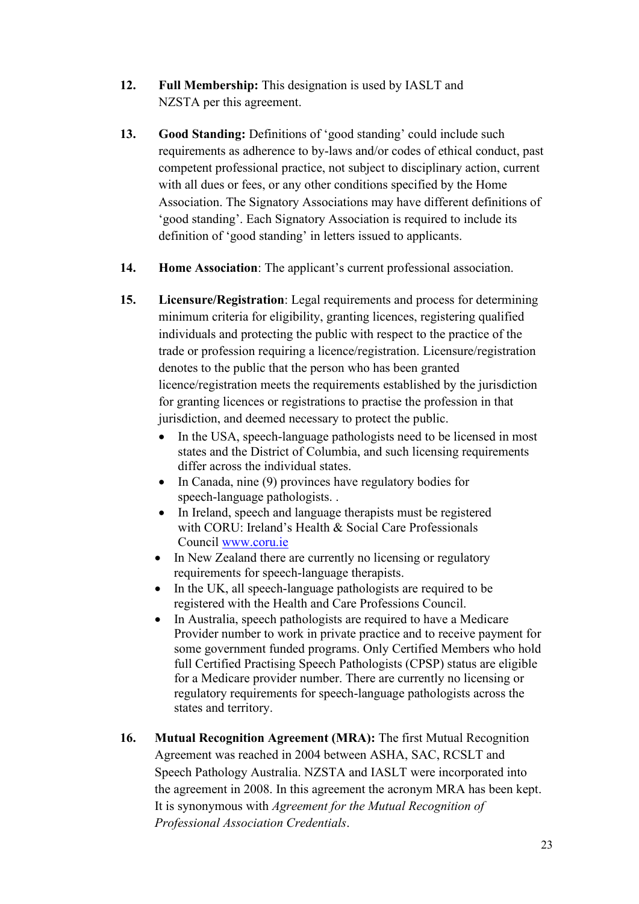12. **Full Membership:** This designation is used by IASLT and NZSTA per this agreement.

13. **Good Standing:** Definitions of 'good standing' could include such requirements as adherence to by-laws and/or codes of ethical conduct, past competent professional practice, not subject to disciplinary action, current with all dues or fees, or any other conditions specified by the Home Association. The Signatory Associations may have different definitions of 'good standing'. Each Signatory Association is required to include its definition of 'good standing' in letters issued to applicants.

14. **Home Association**: The applicant's current professional association.

15. **Licensure/Registration**: Legal requirements and process for determining minimum criteria for eligibility, granting licences, registering qualified individuals and protecting the public with respect to the practice of the trade or profession requiring a licence/registration. Licensure/registration denotes to the public that the person who has been granted licence/registration meets the requirements established by the jurisdiction for granting licences or registrations to practise the profession in that jurisdiction, and deemed necessary to protect the public.
    - In the USA, speech-language pathologists need to be licensed in most states and the District of Columbia, and such licensing requirements differ across the individual states.
    - In Canada, nine (9) provinces have regulatory bodies for speech-language pathologists. .
    - In Ireland, speech and language therapists must be registered with CORU: Ireland's Health & Social Care Professionals Council www.coru.ie
    - In New Zealand there are currently no licensing or regulatory requirements for speech-language therapists.
    - In the UK, all speech-language pathologists are required to be registered with the Health and Care Professions Council.
    - In Australia, speech pathologists are required to have a Medicare Provider number to work in private practice and to receive payment for some government funded programs. Only Certified Members who hold full Certified Practising Speech Pathologists (CPSP) status are eligible for a Medicare provider number. There are currently no licensing or regulatory requirements for speech-language pathologists across the states and territory.

16. **Mutual Recognition Agreement (MRA):** The first Mutual Recognition Agreement was reached in 2004 between ASHA, SAC, RCSLT and Speech Pathology Australia. NZSTA and IASLT were incorporated into the agreement in 2008. In this agreement the acronym MRA has been kept. It is synonymous with *Agreement for the Mutual Recognition of Professional Association Credentials*.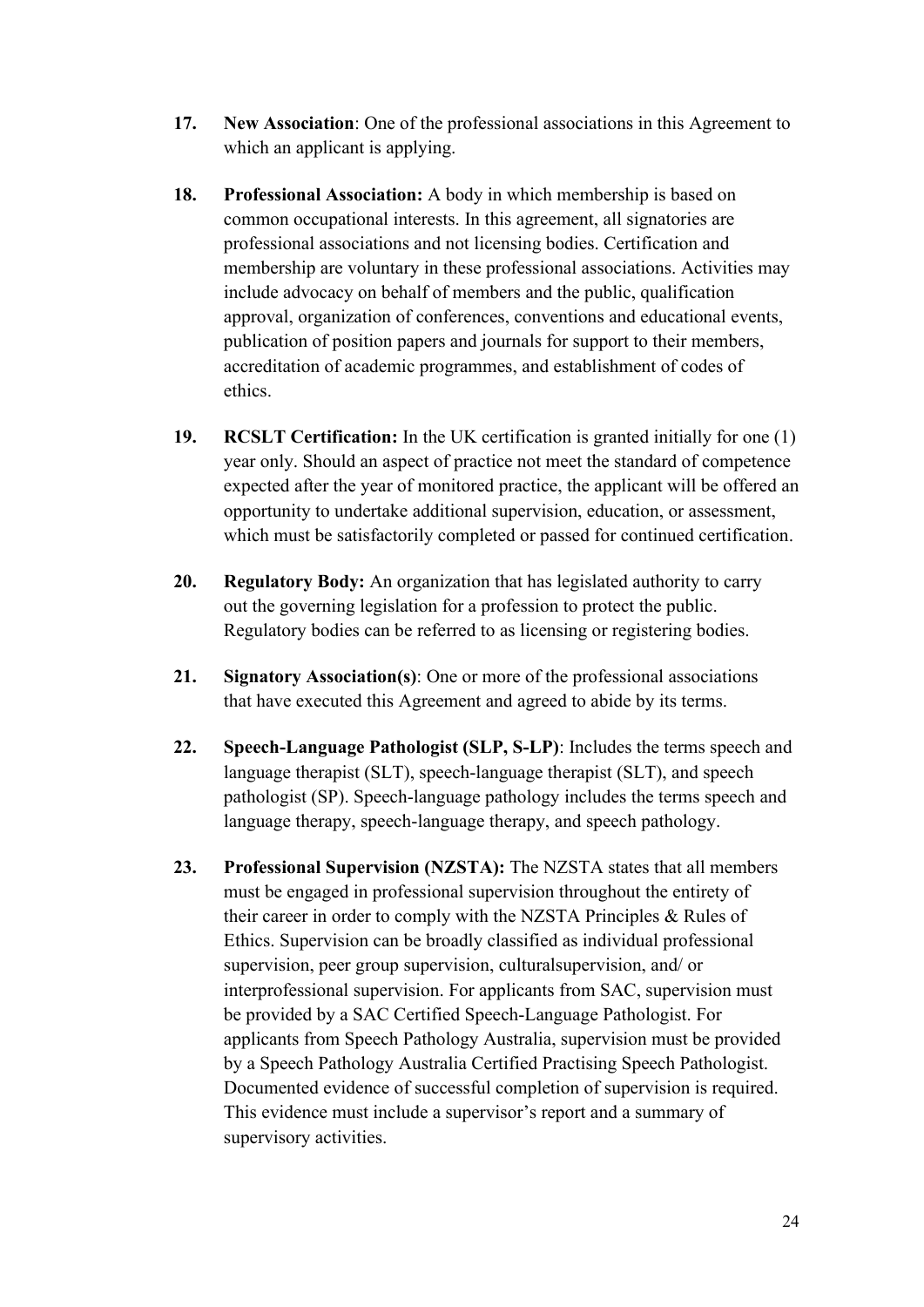17. **New Association**: One of the professional associations in this Agreement to which an applicant is applying.

18. **Professional Association:** A body in which membership is based on common occupational interests. In this agreement, all signatories are professional associations and not licensing bodies. Certification and membership are voluntary in these professional associations. Activities may include advocacy on behalf of members and the public, qualification approval, organization of conferences, conventions and educational events, publication of position papers and journals for support to their members, accreditation of academic programmes, and establishment of codes of ethics.

19. **RCSLT Certification:** In the UK certification is granted initially for one (1) year only. Should an aspect of practice not meet the standard of competence expected after the year of monitored practice, the applicant will be offered an opportunity to undertake additional supervision, education, or assessment, which must be satisfactorily completed or passed for continued certification.

20. **Regulatory Body:** An organization that has legislated authority to carry out the governing legislation for a profession to protect the public. Regulatory bodies can be referred to as licensing or registering bodies.

21. **Signatory Association(s)**: One or more of the professional associations that have executed this Agreement and agreed to abide by its terms.

22. **Speech-Language Pathologist (SLP, S-LP)**: Includes the terms speech and language therapist (SLT), speech-language therapist (SLT), and speech pathologist (SP). Speech-language pathology includes the terms speech and language therapy, speech-language therapy, and speech pathology.

23. **Professional Supervision (NZSTA):** The NZSTA states that all members must be engaged in professional supervision throughout the entirety of their career in order to comply with the NZSTA Principles & Rules of Ethics. Supervision can be broadly classified as individual professional supervision, peer group supervision, culturalsupervision, and/ or interprofessional supervision. For applicants from SAC, supervision must be provided by a SAC Certified Speech-Language Pathologist. For applicants from Speech Pathology Australia, supervision must be provided by a Speech Pathology Australia Certified Practising Speech Pathologist. Documented evidence of successful completion of supervision is required. This evidence must include a supervisor's report and a summary of supervisory activities.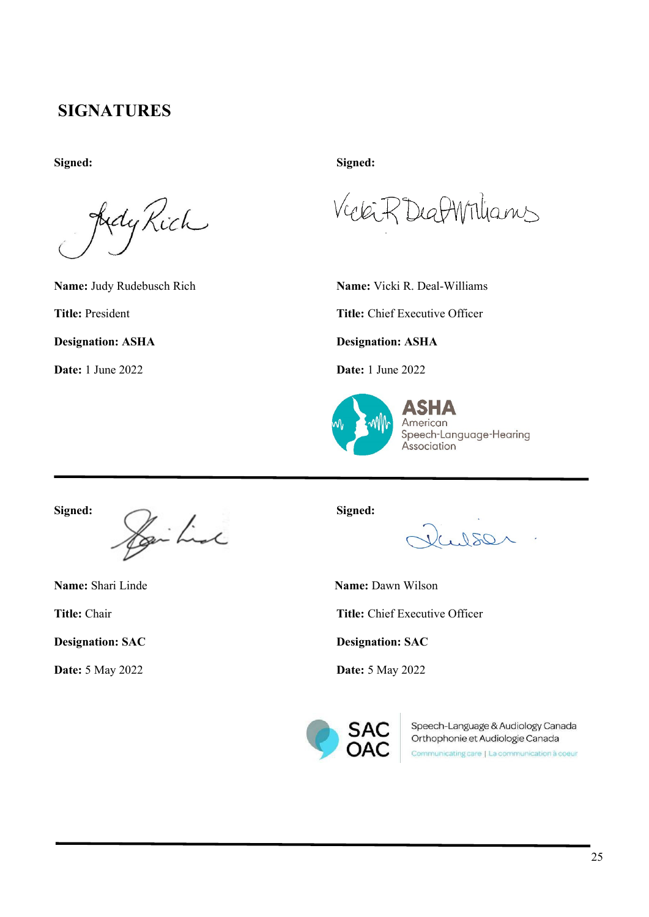## SIGNATURES

**Signed:**

**Name:** Judy Rudebusch Rich

**Title:** President

**Designation: ASHA**

**Date:** 1 June 2022

**Signed:**

**Name:** Vicki R. Deal-Williams

**Title:** Chief Executive Officer

**Designation: ASHA**

**Date:** 1 June 2022

ASHA American Speech-Language-Hearing Association

---

**Signed:**

**Name:** Shari Linde

**Title:** Chair

**Designation: SAC**

**Date:** 5 May 2022

**Signed:**

**Name:** Dawn Wilson

**Title:** Chief Executive Officer

**Designation: SAC**

**Date:** 5 May 2022

SAC OAC Speech-Language & Audiology Canada Orthophonie et Audiologie Canada Communicating care | La communication à coeur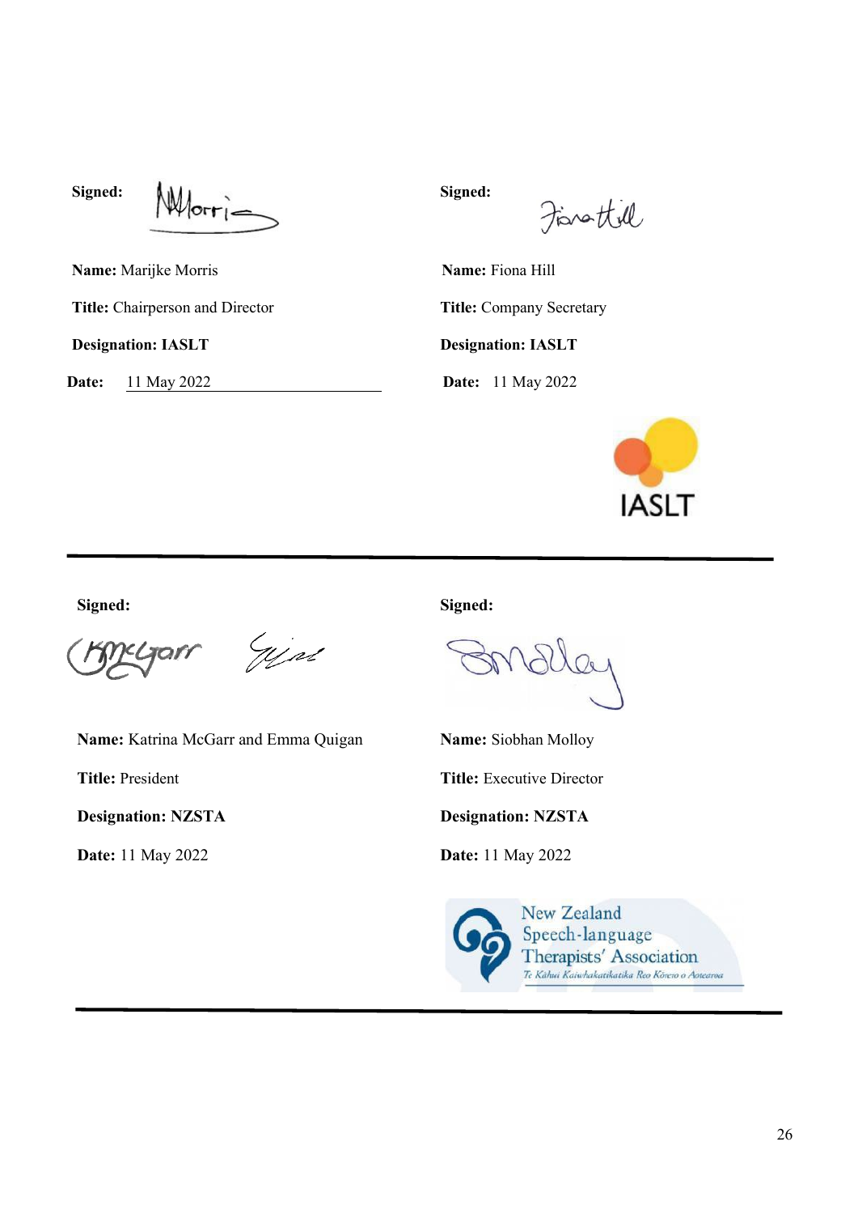**Signed:**

**Name:** Marijke Morris

**Title:** Chairperson and Director

**Designation: IASLT**

**Date:** 11 May 2022

**Signed:**

**Name:** Fiona Hill

**Title:** Company Secretary

**Designation: IASLT**

**Date:** 11 May 2022

IASLT

---

**Signed:**

**Name:** Katrina McGarr and Emma Quigan

**Title:** President

**Designation: NZSTA**

**Date:** 11 May 2022

**Signed:**

**Name:** Siobhan Molloy

**Title:** Executive Director

**Designation: NZSTA**

**Date:** 11 May 2022

New Zealand Speech-language Therapists' Association

*Te Kāhui Kaiwhakatikatika Reo Kōrero o Aotearoa*

---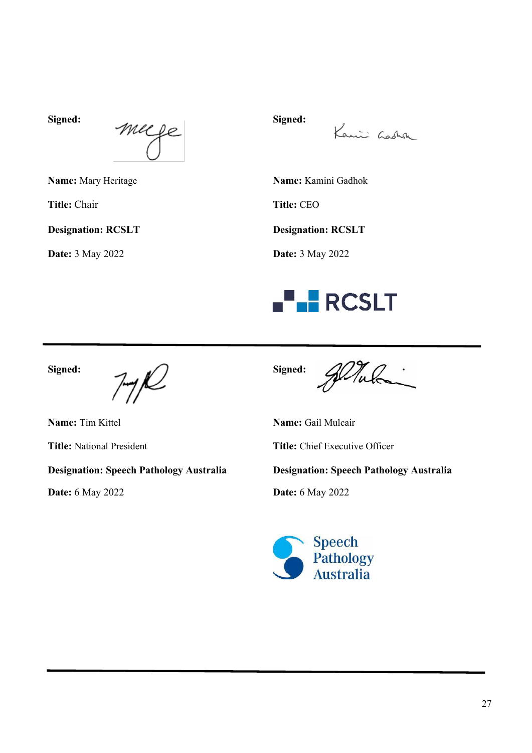**Signed:**

**Name:** Mary Heritage

**Title:** Chair

**Designation: RCSLT**

**Date:** 3 May 2022

**Signed:**

**Name:** Kamini Gadhok

**Title:** CEO

**Designation: RCSLT**

**Date:** 3 May 2022

RCSLT

---

**Signed:**

**Name:** Tim Kittel

**Title:** National President

**Designation: Speech Pathology Australia**

**Date:** 6 May 2022

**Signed:**

**Name:** Gail Mulcair

**Title:** Chief Executive Officer

**Designation: Speech Pathology Australia**

**Date:** 6 May 2022

Speech Pathology Australia

---